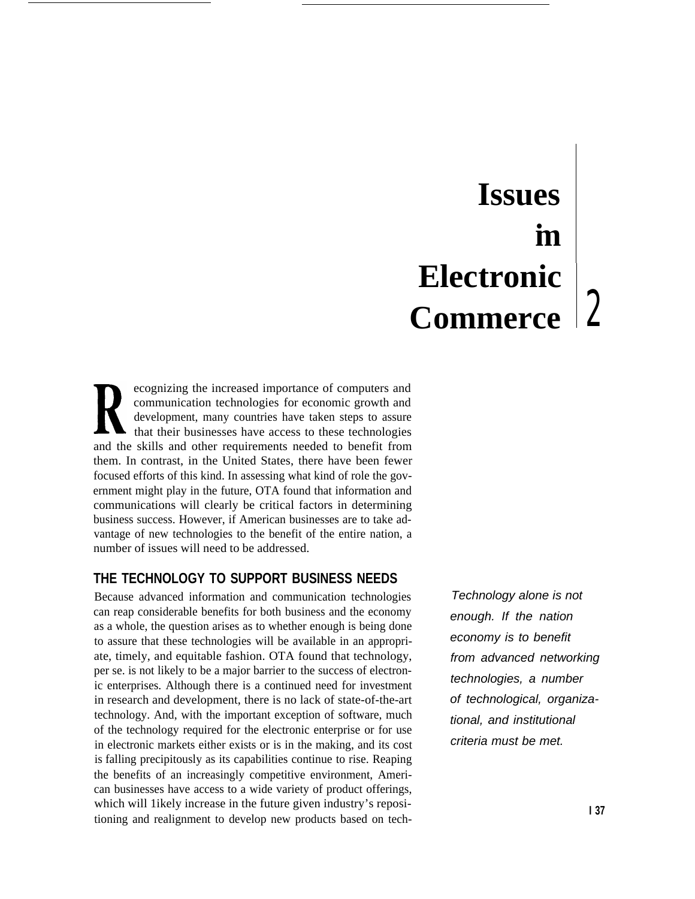# Issues in Electronic Commerce 2

Recognizing the increased importance of computers and communication technologies for economic growth and development, many countries have taken steps to assure that their businesses have access to these technologies and the skills and other requirements needed to benefit from them. In contrast, in the United States, there have been fewer focused efforts of this kind. In assessing what kind of role the government might play in the future, OTA found that information and communications will clearly be critical factors in determining business success. However, if American businesses are to take advantage of new technologies to the benefit of the entire nation, a number of issues will need to be addressed.

*Technology alone is not enough. If the nation economy is to benefit from advanced networking technologies, a number of technological, organizational, and institutional criteria must be met.*

## THE TECHNOLOGY TO SUPPORT BUSINESS NEEDS

Because advanced information and communication technologies can reap considerable benefits for both business and the economy as a whole, the question arises as to whether enough is being done to assure that these technologies will be available in an appropriate, timely, and equitable fashion. OTA found that technology, per se. is not likely to be a major barrier to the success of electronic enterprises. Although there is a continued need for investment in research and development, there is no lack of state-of-the-art technology. And, with the important exception of software, much of the technology required for the electronic enterprise or for use in electronic markets either exists or is in the making, and its cost is falling precipitously as its capabilities continue to rise. Reaping the benefits of an increasingly competitive environment, American businesses have access to a wide variety of product offerings, which will 1ikely increase in the future given industry's repositioning and realignment to develop new products based on tech-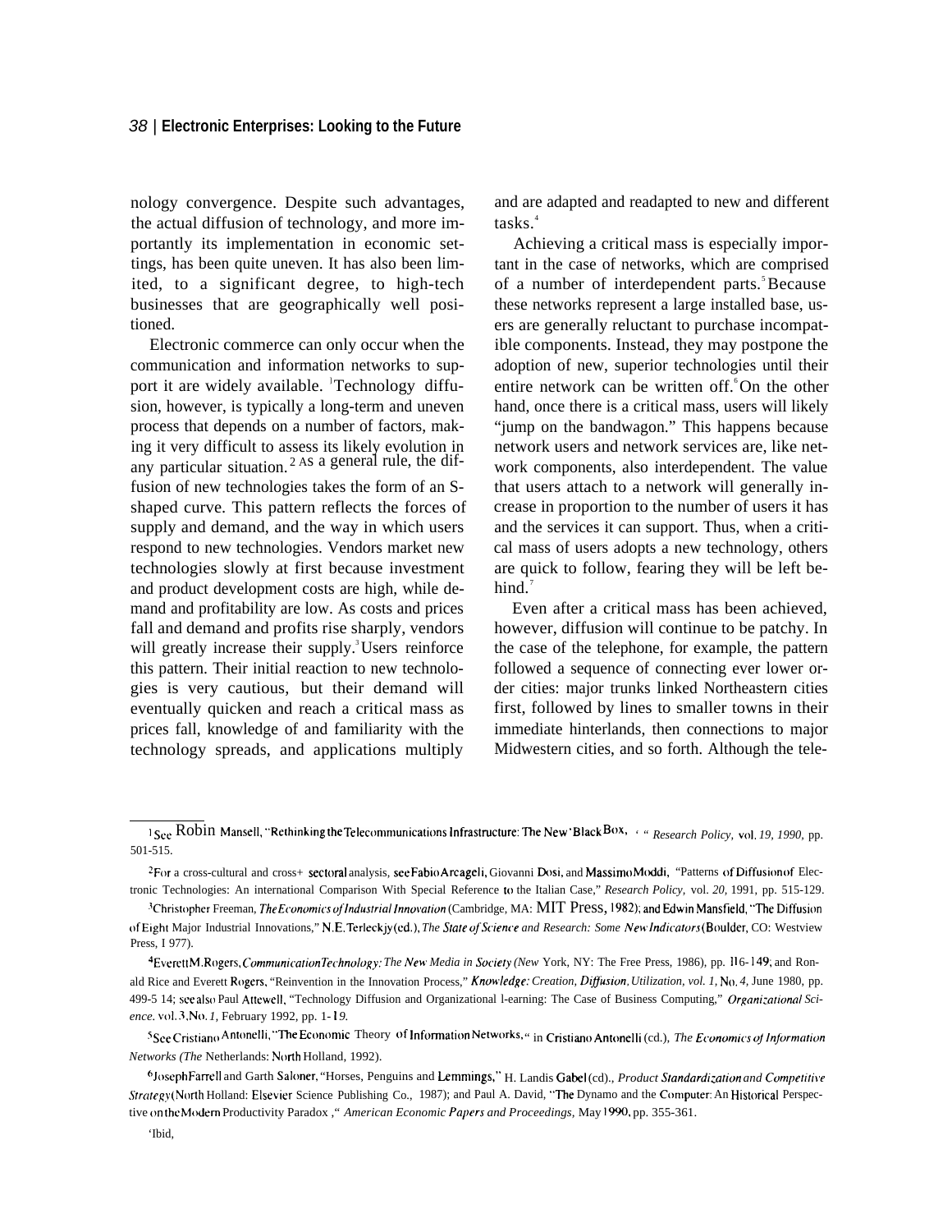nology convergence. Despite such advantages, the actual diffusion of technology, and more importantly its implementation in economic settings, has been quite uneven. It has also been limited, to a significant degree, to high-tech businesses that are geographically well positioned.

Electronic commerce can only occur when the communication and information networks to support it are widely available.[1] Technology diffusion, however, is typically a long-term and uneven process that depends on a number of factors, making it very difficult to assess its likely evolution in any particular situation.[2] As a general rule, the diffusion of new technologies takes the form of an S-shaped curve. This pattern reflects the forces of supply and demand, and the way in which users respond to new technologies. Vendors market new technologies slowly at first because investment and product development costs are high, while demand and profitability are low. As costs and prices fall and demand and profits rise sharply, vendors will greatly increase their supply.[3] Users reinforce this pattern. Their initial reaction to new technologies is very cautious, but their demand will eventually quicken and reach a critical mass as prices fall, knowledge of and familiarity with the technology spreads, and applications multiply and are adapted and readapted to new and different tasks.[4]

Achieving a critical mass is especially important in the case of networks, which are comprised of a number of interdependent parts.[5] Because these networks represent a large installed base, users are generally reluctant to purchase incompatible components. Instead, they may postpone the adoption of new, superior technologies until their entire network can be written off.[6] On the other hand, once there is a critical mass, users will likely "jump on the bandwagon." This happens because network users and network services are, like network components, also interdependent. The value that users attach to a network will generally increase in proportion to the number of users it has and the services it can support. Thus, when a critical mass of users adopts a new technology, others are quick to follow, fearing they will be left behind.[7]

Even after a critical mass has been achieved, however, diffusion will continue to be patchy. In the case of the telephone, for example, the pattern followed a sequence of connecting ever lower order cities: major trunks linked Northeastern cities first, followed by lines to smaller towns in their immediate hinterlands, then connections to major Midwestern cities, and so forth. Although the tele-

---

[1] See Robin Mansell, "Rethinking the Telecommunications Infrastructure: The New 'Black Box,'" *Research Policy*, vol. *19, 1990*, pp. 501-515.

[2] For a cross-cultural and cross-sectoral analysis, see Fabio Arcageli, Giovanni Dosi, and Massimo Moddi, "Patterns of Diffusion of Electronic Technologies: An international Comparison With Special Reference to the Italian Case," *Research Policy*, vol. *20*, 1991, pp. 515-129.

[3] Christopher Freeman, *The Economics of Industrial Innovation* (Cambridge, MA: MIT Press, 1982); and Edwin Mansfield, "The Diffusion of Eight Major Industrial Innovations," N.E. Terleckjy (ed.), *The State of Science and Research: Some New Indicators* (Boulder, CO: Westview Press, 1977).

[4] Everett M. Rogers, *Communication Technology: The New Media in Society (New* York, NY: The Free Press, 1986), pp. 116-149; and Ronald Rice and Everett Rogers, "Reinvention in the Innovation Process," *Knowledge: Creation, Diffusion, Utilization, vol. 1,* No. *4,* June 1980, pp. 499-514; see also Paul Attewell, "Technology Diffusion and Organizational Learning: The Case of Business Computing," *Organizational Science.* vol. 3, No. *1,* February 1992, pp. 1-19.

[5] See Cristiano Antonelli, "The Economic Theory of Information Networks," in Cristiano Antonelli (ed.), *The Economics of Information Networks (The* Netherlands: North Holland, 1992).

[6] Joseph Farrell and Garth Saloner, "Horses, Penguins and Lemmings," H. Landis Gabel (ed.), *Product Standardization and Competitive Strategy* (North Holland: Elsevier Science Publishing Co., 1987); and Paul A. David, "The Dynamo and the Computer: An Historical Perspective on the Modern Productivity Paradox," *American Economic Papers and Proceedings,* May 1990, pp. 355-361.

[7] Ibid.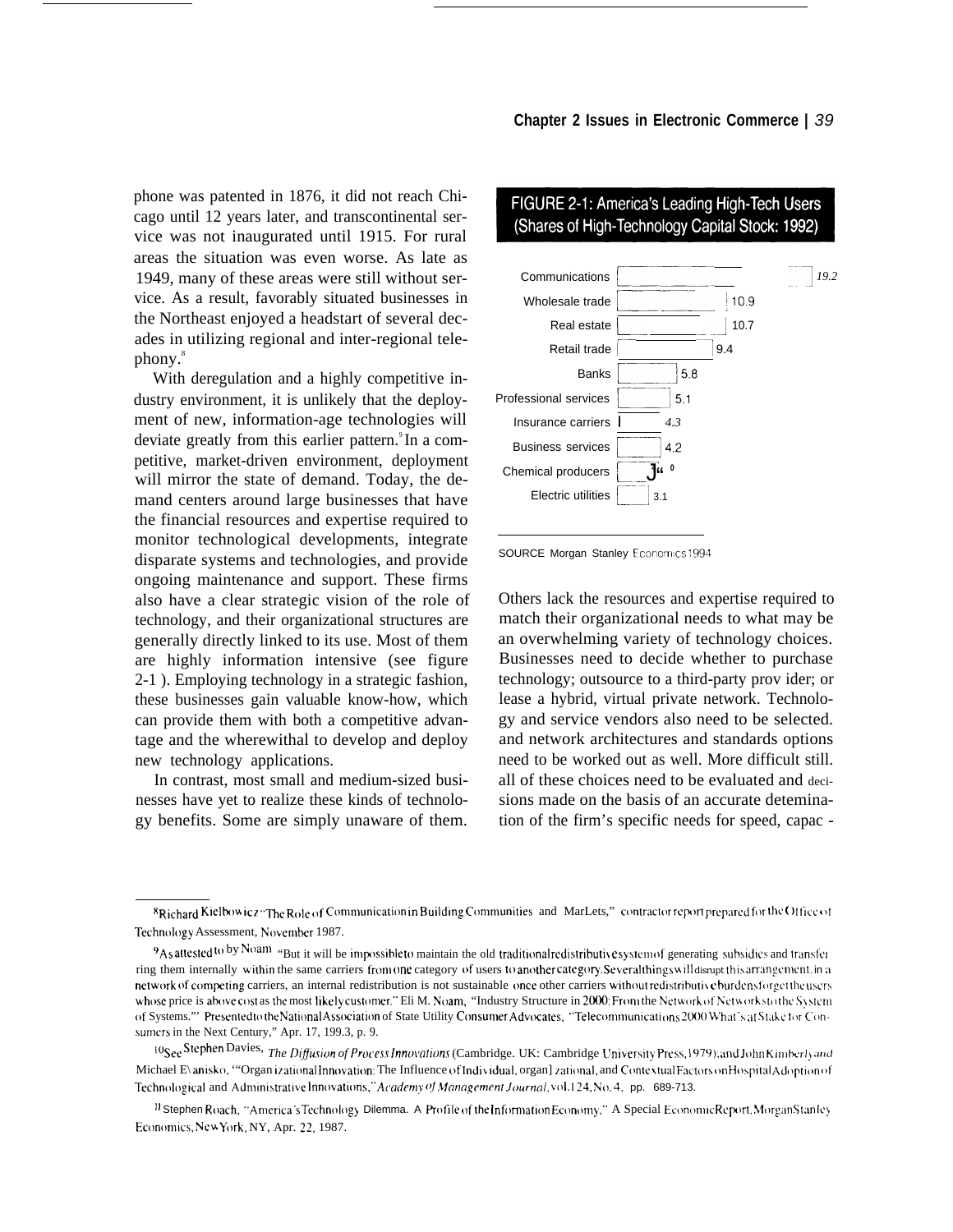phone was patented in 1876, it did not reach Chicago until 12 years later, and transcontinental service was not inaugurated until 1915. For rural areas the situation was even worse. As late as 1949, many of these areas were still without service. As a result, favorably situated businesses in the Northeast enjoyed a headstart of several decades in utilizing regional and inter-regional telephony.[8]

With deregulation and a highly competitive industry environment, it is unlikely that the deployment of new, information-age technologies will deviate greatly from this earlier pattern.[9] In a competitive, market-driven environment, deployment will mirror the state of demand. Today, the demand centers around large businesses that have the financial resources and expertise required to monitor technological developments, integrate disparate systems and technologies, and provide ongoing maintenance and support. These firms also have a clear strategic vision of the role of technology, and their organizational structures are generally directly linked to its use. Most of them are highly information intensive (see figure 2-1). Employing technology in a strategic fashion, these businesses gain valuable know-how, which can provide them with both a competitive advantage and the wherewithal to develop and deploy new technology applications.

In contrast, most small and medium-sized businesses have yet to realize these kinds of technology benefits. Some are simply unaware of them.

**FIGURE 2-1: America's Leading High-Tech Users (Shares of High-Technology Capital Stock: 1992)**

| Sector | Share |
|---|---|
| Communications | 19.2 |
| Wholesale trade | 10.9 |
| Real estate | 10.7 |
| Retail trade | 9.4 |
| Banks | 5.8 |
| Professional services | 5.1 |
| Insurance carriers | 4.3 |
| Business services | 4.2 |
| Chemical producers | J" 0 |
| Electric utilities | 3.1 |

SOURCE Morgan Stanley Economics 1994

Others lack the resources and expertise required to match their organizational needs to what may be an overwhelming variety of technology choices. Businesses need to decide whether to purchase technology; outsource to a third-party provider; or lease a hybrid, virtual private network. Technology and service vendors also need to be selected. and network architectures and standards options need to be worked out as well. More difficult still. all of these choices need to be evaluated and decisions made on the basis of an accurate detemination of the firm's specific needs for speed, capac -

---

[8] Richard Kielbowicz "The Role of Communication in Building Communities and Markets," contractor report prepared for the Office of Technology Assessment, November 1987.

[9] As attested to by Noam "But it will be impossible to maintain the old traditional redistributive system of generating subsidies and transferring them internally within the same carriers from one category of users to another category. Several things will disrupt this arrangement. in a network of competing carriers, an internal redistribution is not sustainable once other carriers without redistributive burdens forget the users whose price is above cost as the most likely customer." Eli M. Noam, "Industry Structure in 2000: From the Network of Networks to the System of Systems."' Presented to the National Association of State Utility Consumer Advocates, "Telecommunications 2000 What's at Stake for Consumers in the Next Century," Apr. 17, 199.3, p. 9.

[10] See Stephen Davies, *The Diffusion of Process Innovations* (Cambridge. UK: Cambridge University Press, 1979); and John Kimberly and Michael Evanisko, '"Organizational Innovation: The Influence of Individual, organizational, and Contextual Factors on Hospital Adoption of Technological and Administrative Innovations," *Academy of Management Journal*, vol. 24, No. 4, pp. 689-713.

[11] Stephen Roach, "America's Technology Dilemma. A Profile of the Information Economy," A Special Economic Report, Morgan Stanley Economics, New York, NY, Apr. 22, 1987.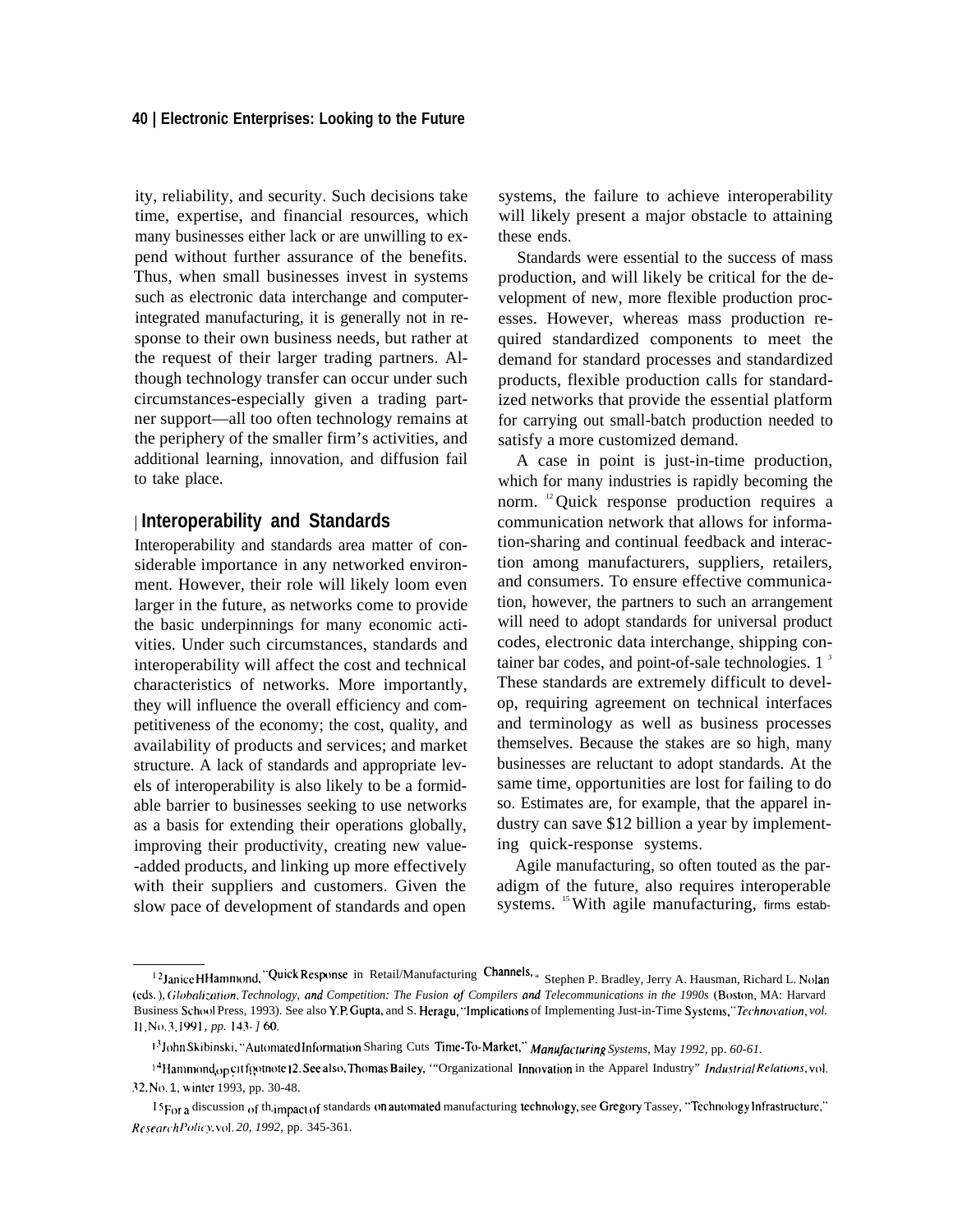ity, reliability, and security. Such decisions take time, expertise, and financial resources, which many businesses either lack or are unwilling to expend without further assurance of the benefits. Thus, when small businesses invest in systems such as electronic data interchange and computer-integrated manufacturing, it is generally not in response to their own business needs, but rather at the request of their larger trading partners. Although technology transfer can occur under such circumstances-especially given a trading partner support—all too often technology remains at the periphery of the smaller firm's activities, and additional learning, innovation, and diffusion fail to take place.

## Interoperability and Standards

Interoperability and standards area matter of considerable importance in any networked environment. However, their role will likely loom even larger in the future, as networks come to provide the basic underpinnings for many economic activities. Under such circumstances, standards and interoperability will affect the cost and technical characteristics of networks. More importantly, they will influence the overall efficiency and competitiveness of the economy; the cost, quality, and availability of products and services; and market structure. A lack of standards and appropriate levels of interoperability is also likely to be a formidable barrier to businesses seeking to use networks as a basis for extending their operations globally, improving their productivity, creating new value-added products, and linking up more effectively with their suppliers and customers. Given the slow pace of development of standards and open systems, the failure to achieve interoperability will likely present a major obstacle to attaining these ends.

Standards were essential to the success of mass production, and will likely be critical for the development of new, more flexible production processes. However, whereas mass production required standardized components to meet the demand for standard processes and standardized products, flexible production calls for standardized networks that provide the essential platform for carrying out small-batch production needed to satisfy a more customized demand.

A case in point is just-in-time production, which for many industries is rapidly becoming the norm.[12] Quick response production requires a communication network that allows for information-sharing and continual feedback and interaction among manufacturers, suppliers, retailers, and consumers. To ensure effective communication, however, the partners to such an arrangement will need to adopt standards for universal product codes, electronic data interchange, shipping container bar codes, and point-of-sale technologies.[13] These standards are extremely difficult to develop, requiring agreement on technical interfaces and terminology as well as business processes themselves. Because the stakes are so high, many businesses are reluctant to adopt standards. At the same time, opportunities are lost for failing to do so. Estimates are, for example, that the apparel industry can save $12 billion a year by implementing quick-response systems.

Agile manufacturing, so often touted as the paradigm of the future, also requires interoperable systems.[15] With agile manufacturing, firms estab-

---

[12] Janice H Hammond, "Quick Response in Retail/Manufacturing Channels," Stephen P. Bradley, Jerry A. Hausman, Richard L. Nolan (eds.), *Globalization, Technology, and Competition: The Fusion of Compilers and Telecommunications in the 1990s* (Boston, MA: Harvard Business School Press, 1993). See also Y.P. Gupta, and S. Heragu, "Implications of Implementing Just-in-Time Systems," *Technovation, vol. 11*, No. 3, 1991, *pp. 143-160*.

[13] John Skibinski, "Automated Information Sharing Cuts Time-To-Market," *Manufacturing Systems*, May *1992*, pp. *60-61*.

[14] Hammond, op. cit. footnote 12. See also, Thomas Bailey, "Organizational Innovation in the Apparel Industry" *Industrial Relations*, vol. 32, No. 1, winter 1993, pp. 30-48.

[15] For a discussion of the impact of standards on automated manufacturing technology, see Gregory Tassey, "Technology Infrastructure," *Research Policy*, vol. *20, 1992*, pp. 345-361.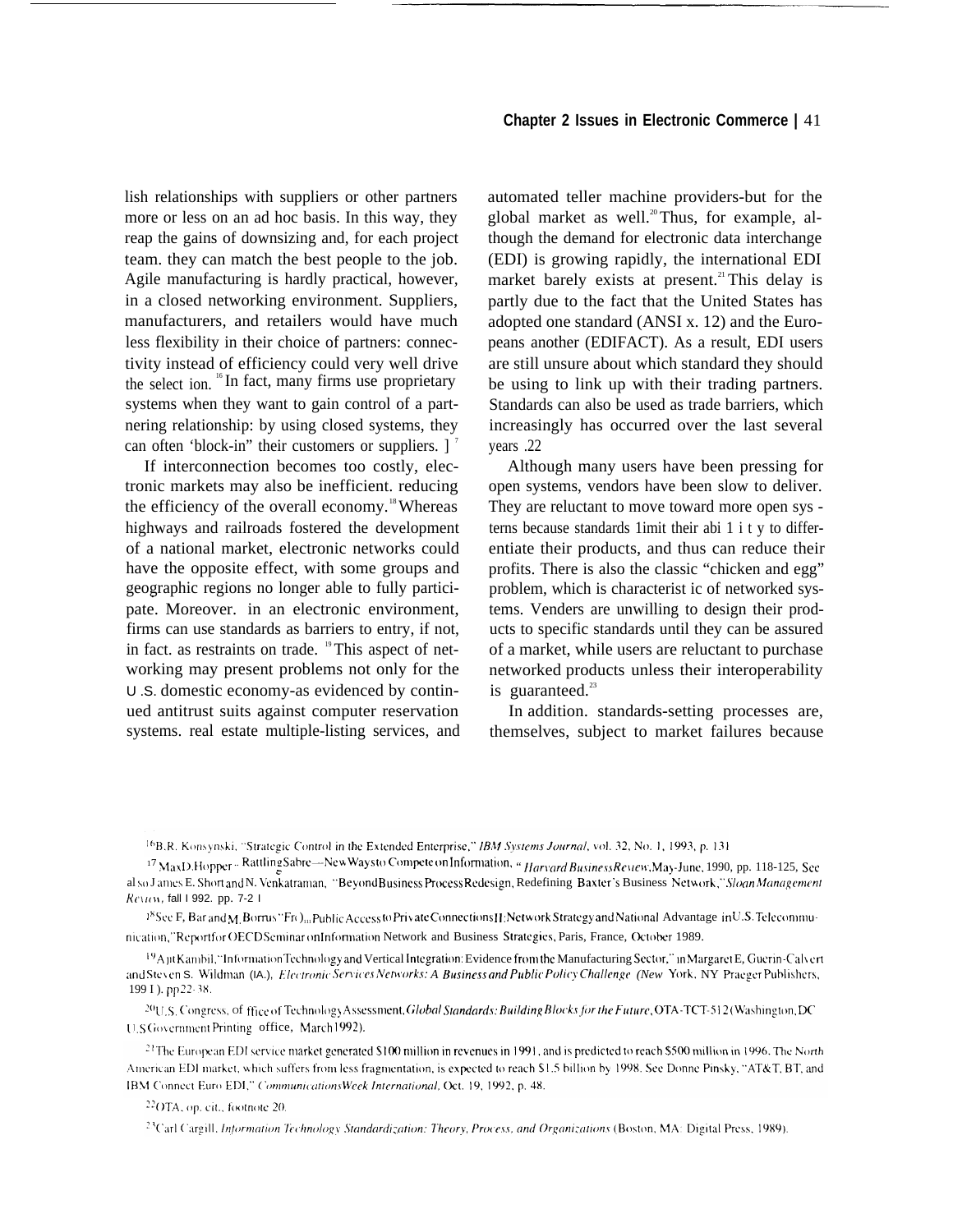lish relationships with suppliers or other partners more or less on an ad hoc basis. In this way, they reap the gains of downsizing and, for each project team. they can match the best people to the job. Agile manufacturing is hardly practical, however, in a closed networking environment. Suppliers, manufacturers, and retailers would have much less flexibility in their choice of partners: connectivity instead of efficiency could very well drive the select ion.[16] In fact, many firms use proprietary systems when they want to gain control of a partnering relationship: by using closed systems, they can often 'block-in" their customers or suppliers.[17]

If interconnection becomes too costly, electronic markets may also be inefficient. reducing the efficiency of the overall economy.[18] Whereas highways and railroads fostered the development of a national market, electronic networks could have the opposite effect, with some groups and geographic regions no longer able to fully participate. Moreover. in an electronic environment, firms can use standards as barriers to entry, if not, in fact. as restraints on trade.[19] This aspect of networking may present problems not only for the U.S. domestic economy-as evidenced by continued antitrust suits against computer reservation systems. real estate multiple-listing services, and automated teller machine providers-but for the global market as well.[20] Thus, for example, although the demand for electronic data interchange (EDI) is growing rapidly, the international EDI market barely exists at present.[21] This delay is partly due to the fact that the United States has adopted one standard (ANSI x. 12) and the Europeans another (EDIFACT). As a result, EDI users are still unsure about which standard they should be using to link up with their trading partners. Standards can also be used as trade barriers, which increasingly has occurred over the last several years.[22]

Although many users have been pressing for open systems, vendors have been slow to deliver. They are reluctant to move toward more open systems because standards limit their ability to differentiate their products, and thus can reduce their profits. There is also the classic "chicken and egg" problem, which is characteristic of networked systems. Venders are unwilling to design their products to specific standards until they can be assured of a market, while users are reluctant to purchase networked products unless their interoperability is guaranteed.[23]

In addition. standards-setting processes are, themselves, subject to market failures because

---

[16] B.R. Konsynski, "Strategic Control in the Extended Enterprise," *IBM Systems Journal*, vol. 32, No. 1, 1993, p. 131.

[17] Max D. Hopper, "Rattling Sabre—New Ways to Compete on Information," *Harvard Business Review*, May-June, 1990, pp. 118-125. See also James E. Short and N. Venkatraman, "Beyond Business Process Redesign, Redefining Baxter's Business Network," *Sloan Management Review*, fall 1992, pp. 7-21.

[18] See F. Bar and M. Borrus "From Public Access to Private Connections II: Network Strategy and National Advantage in U.S. Telecommunication," Report for OECD Seminar on Information Network and Business Strategies, Paris, France, October 1989.

[19] Ajit Kambil, "Information Technology and Vertical Integration: Evidence from the Manufacturing Sector," in Margaret E. Guerin-Calvert and Steven S. Wildman (eds.), *Electronic Services Networks: A Business and Public Policy Challenge* (New York, NY Praeger Publishers, 1991), pp. 22-38.

[20] U.S. Congress, Office of Technology Assessment, *Global Standards: Building Blocks for the Future*, OTA-TCT-512 (Washington, DC U.S Government Printing office, March 1992).

[21] The European EDI service market generated $100 million in revenues in 1991, and is predicted to reach $500 million in 1996. The North American EDI market, which suffers from less fragmentation, is expected to reach $1.5 billion by 1998. See Donne Pinsky, "AT&T, BT, and IBM Connect Euro EDI," *CommunicationsWeek International*, Oct. 19, 1992, p. 48.

[22] OTA, op. cit., footnote 20.

[23] Carl Cargill, *Information Technology Standardization: Theory, Process, and Organizations* (Boston, MA: Digital Press, 1989).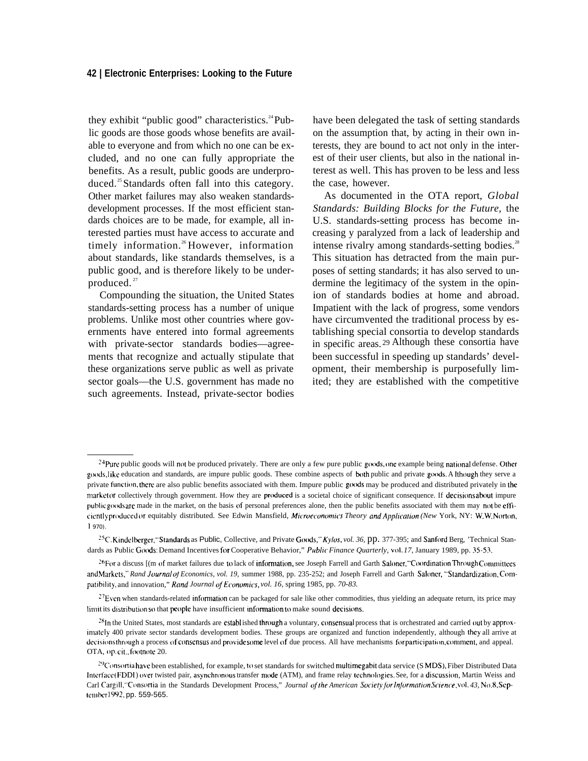they exhibit "public good" characteristics.[24] Public goods are those goods whose benefits are available to everyone and from which no one can be excluded, and no one can fully appropriate the benefits. As a result, public goods are underproduced.[25] Standards often fall into this category. Other market failures may also weaken standards-development processes. If the most efficient standards choices are to be made, for example, all interested parties must have access to accurate and timely information.[26] However, information about standards, like standards themselves, is a public good, and is therefore likely to be underproduced.[27]

Compounding the situation, the United States standards-setting process has a number of unique problems. Unlike most other countries where governments have entered into formal agreements with private-sector standards bodies—agreements that recognize and actually stipulate that these organizations serve public as well as private sector goals—the U.S. government has made no such agreements. Instead, private-sector bodies have been delegated the task of setting standards on the assumption that, by acting in their own interests, they are bound to act not only in the interest of their user clients, but also in the national interest as well. This has proven to be less and less the case, however.

As documented in the OTA report, *Global Standards: Building Blocks for the Future,* the U.S. standards-setting process has become increasing y paralyzed from a lack of leadership and intense rivalry among standards-setting bodies.[28] This situation has detracted from the main purposes of setting standards; it has also served to undermine the legitimacy of the system in the opinion of standards bodies at home and abroad. Impatient with the lack of progress, some vendors have circumvented the traditional process by establishing special consortia to develop standards in specific areas.[29] Although these consortia have been successful in speeding up standards' development, their membership is purposefully limited; they are established with the competitive

---

[24] Pure public goods will not be produced privately. There are only a few pure public goods, one example being national defense. Other goods, like education and standards, are impure public goods. These combine aspects of both public and private goods. Although they serve a private function, there are also public benefits associated with them. Impure public goods may be produced and distributed privately in the marketor collectively through government. How they are produced is a societal choice of significant consequence. If decisions about impure public goods are made in the market, on the basis of personal preferences alone, then the public benefits associated with them may not be efficiently produced or equitably distributed. See Edwin Mansfield, *Microeconomics Theory and Application* (New York, NY: W.W. Norton, 1970).

[25] C. Kindelberger, "Standards as Public, Collective, and Private Goods," *Kylos, vol. 36,* pp. 377-395; and Sanford Berg, 'Technical Standards as Public Goods: Demand Incentives for Cooperative Behavior," *Public Finance Quarterly,* vol. *17,* January 1989, pp. 35-53.

[26] For a discuss [(m of market failures due to lack of information, see Joseph Farrell and Garth Saloner, "Coordination Through Committees and Markets," *Rand Journal of Economics, vol. 19,* summer 1988, pp. 235-252; and Joseph Farrell and Garth Saloner, "Standardization, Compatibility, and innovation," *Rand Journal of Economics, vol. 16,* spring 1985, pp. *70-83.*

[27] Even when standards-related information can be packaged for sale like other commodities, thus yielding an adequate return, its price may limit its distribution so that people have insufficient information to make sound decisions.

[28] In the United States, most standards are established through a voluntary, consensual process that is orchestrated and carried out by approximately 400 private sector standards development bodies. These groups are organized and function independently, although they all arrive at decisions through a process of consensus and provide some level of due process. All have mechanisms for participation, comment, and appeal. OTA, op. cit., footnote 20.

[29] Consortia have been established, for example, to set standards for switched multimegabit data service (SMDS), Fiber Distributed Data Interface (FDDI) over twisted pair, asynchronous transfer mode (ATM), and frame relay technologies. See, for a discussion, Martin Weiss and Carl Cargill, "Consortia in the Standards Development Process," *Journal of the American Society for Information Science*, vol. *43,* No. 8, September 1992, pp. 559-565.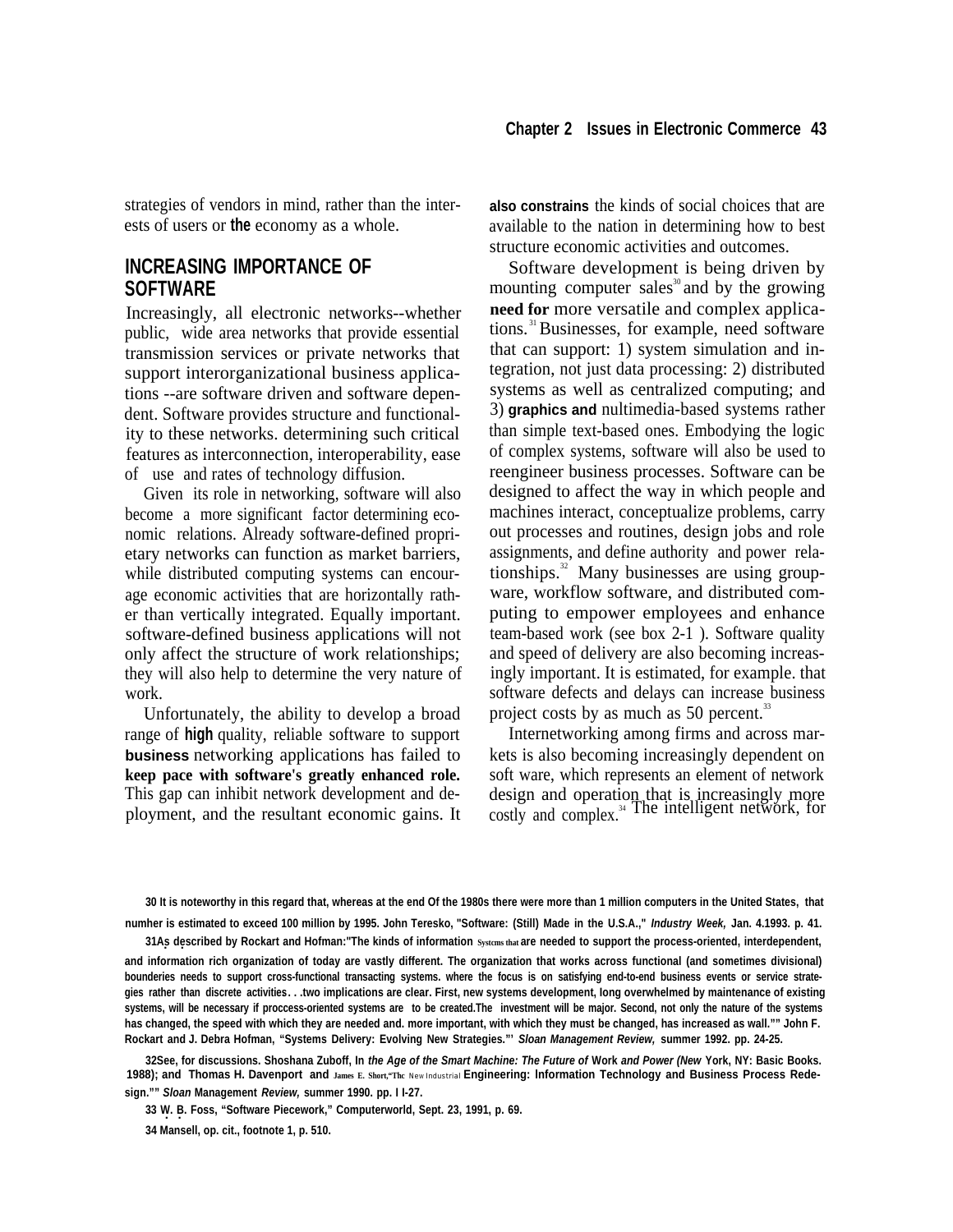strategies of vendors in mind, rather than the interests of users or **the** economy as a whole.

## INCREASING IMPORTANCE OF SOFTWARE

Increasingly, all electronic networks--whether public, wide area networks that provide essential transmission services or private networks that support interorganizational business applications --are software driven and software dependent. Software provides structure and functionality to these networks. determining such critical features as interconnection, interoperability, ease of use and rates of technology diffusion.

Given its role in networking, software will also become a more significant factor determining economic relations. Already software-defined proprietary networks can function as market barriers, while distributed computing systems can encourage economic activities that are horizontally rather than vertically integrated. Equally important. software-defined business applications will not only affect the structure of work relationships; they will also help to determine the very nature of work.

Unfortunately, the ability to develop a broad range of **high** quality, reliable software to support **business** networking applications has failed to **keep pace with software's greatly enhanced role.** This gap can inhibit network development and deployment, and the resultant economic gains. It **also constrains** the kinds of social choices that are available to the nation in determining how to best structure economic activities and outcomes.

Software development is being driven by mounting computer sales[30] and by the growing **need for** more versatile and complex applications.[31] Businesses, for example, need software that can support: 1) system simulation and integration, not just data processing: 2) distributed systems as well as centralized computing; and 3) **graphics and** multimedia-based systems rather than simple text-based ones. Embodying the logic of complex systems, software will also be used to reengineer business processes. Software can be designed to affect the way in which people and machines interact, conceptualize problems, carry out processes and routines, design jobs and role assignments, and define authority and power relationships.[32] Many businesses are using groupware, workflow software, and distributed computing to empower employees and enhance team-based work (see box 2-1 ). Software quality and speed of delivery are also becoming increasingly important. It is estimated, for example. that software defects and delays can increase business project costs by as much as 50 percent.[33]

Internetworking among firms and across markets is also becoming increasingly dependent on soft ware, which represents an element of network design and operation that is increasingly more costly and complex.[34] The intelligent network, for

---

30 It is noteworthy in this regard that, whereas at the end Of the 1980s there were more than 1 million computers in the United States, that numher is estimated to exceed 100 million by 1995. John Teresko, "Software: (Still) Made in the U.S.A.," *Industry Week,* Jan. 4.1993. p. 41.

31 As described by Rockart and Hofman:"The kinds of information Systcms that are needed to support the process-oriented, interdependent, and information rich organization of today are vastly different. The organization that works across functional (and sometimes divisional) bounderies needs to support cross-functional transacting systems. where the focus is on satisfying end-to-end business events or service strategies rather than discrete activities. . .two implications are clear. First, new systems development, long overwhelmed by maintenance of existing systems, will be necessary if proccess-oriented systems are to be created.The investment will be major. Second, not only the nature of the systems has changed, the speed with which they are needed and. more important, with which they must be changed, has increased as wall."" John F. Rockart and J. Debra Hofman, "Systems Delivery: Evolving New Strategies."' *Sloan Management Review,* summer 1992. pp. 24-25.

32 See, for discussions. Shoshana Zuboff, In *the Age of the Smart Machine: The Future of* Work *and Power (New* York, NY: Basic Books. 1988); and Thomas H. Davenport and James E. Short,"Thc New Industrial Engineering: Information Technology and Business Process Redesign."" *Sloan* Management *Review,* summer 1990. pp. I I-27.

33 W. B. Foss, "Software Piecework," Computerworld, Sept. 23, 1991, p. 69.

34 Mansell, op. cit., footnote 1, p. 510.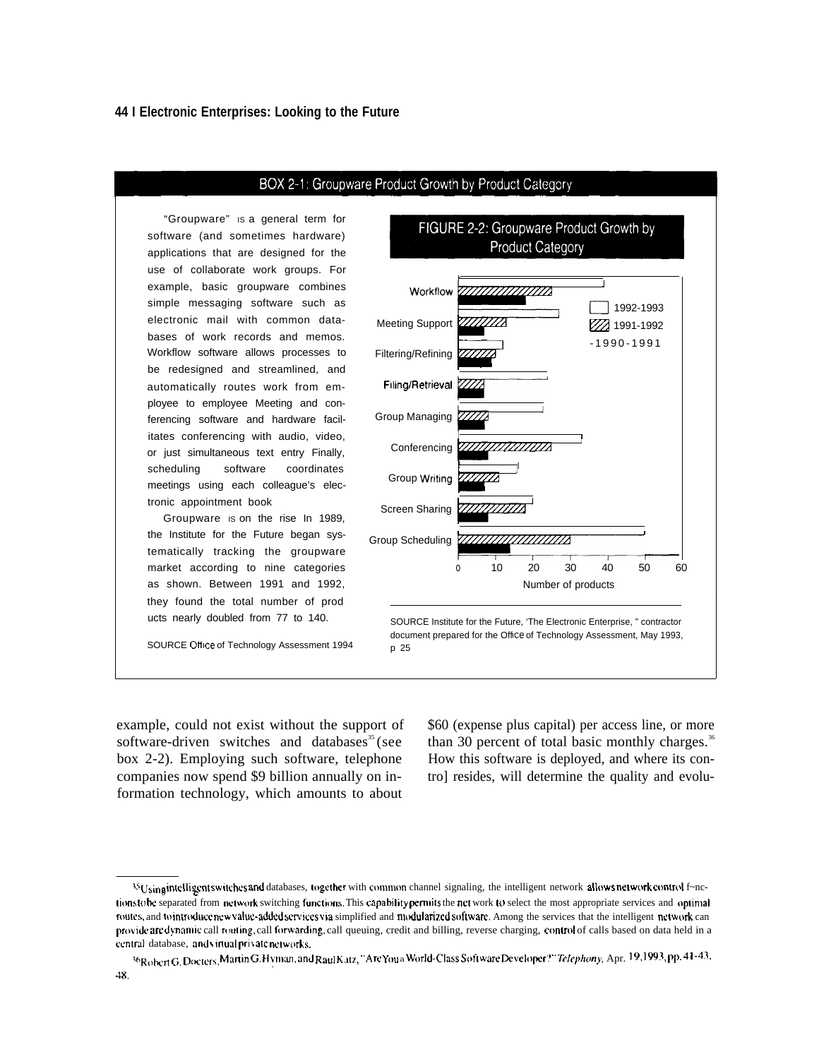## BOX 2-1: Groupware Product Growth by Product Category

"Groupware" is a general term for software (and sometimes hardware) applications that are designed for the use of collaborate work groups. For example, basic groupware combines simple messaging software such as electronic mail with common databases of work records and memos. Workflow software allows processes to be redesigned and streamlined, and automatically routes work from employee to employee Meeting and conferencing software and hardware facilitates conferencing with audio, video, or just simultaneous text entry Finally, scheduling software coordinates meetings using each colleague's electronic appointment book

Groupware is on the rise In 1989, the Institute for the Future began systematically tracking the groupware market according to nine categories as shown. Between 1991 and 1992, they found the total number of products nearly doubled from 77 to 140.

SOURCE Office of Technology Assessment 1994

### FIGURE 2-2: Groupware Product Growth by Product Category

Categories: Workflow, Meeting Support, Filtering/Refining, Filing/Retrieval, Group Managing, Conferencing, Group Writing, Screen Sharing, Group Scheduling

Legend: 1992-1993; 1991-1992; 1990-1991

X-axis: Number of products (0, 10, 20, 30, 40, 50, 60)

SOURCE Institute for the Future, 'The Electronic Enterprise," contractor document prepared for the Office of Technology Assessment, May 1993, p 25

---

example, could not exist without the support of software-driven switches and databases[35] (see box 2-2). Employing such software, telephone companies now spend $9 billion annually on information technology, which amounts to about $60 (expense plus capital) per access line, or more than 30 percent of total basic monthly charges.[36] How this software is deployed, and where its control resides, will determine the quality and evolu-

---

[35] Using intelligent switches and databases, together with common channel signaling, the intelligent network allows network control functions to be separated from network switching functions. This capability permits the network to select the most appropriate services and optimal routes, and to introduce new value-added services via simplified and modularized software. Among the services that the intelligent network can provide are dynamic call routing, call forwarding, call queuing, credit and billing, reverse charging, control of calls based on data held in a central database, and virtual private networks.

[36] Robert G. Docters, Martin G. Hyman, and Raul Katz, "Are You a World-Class Software Developer?" *Telephony*, Apr. 19, 1993, pp. 41-43, 48.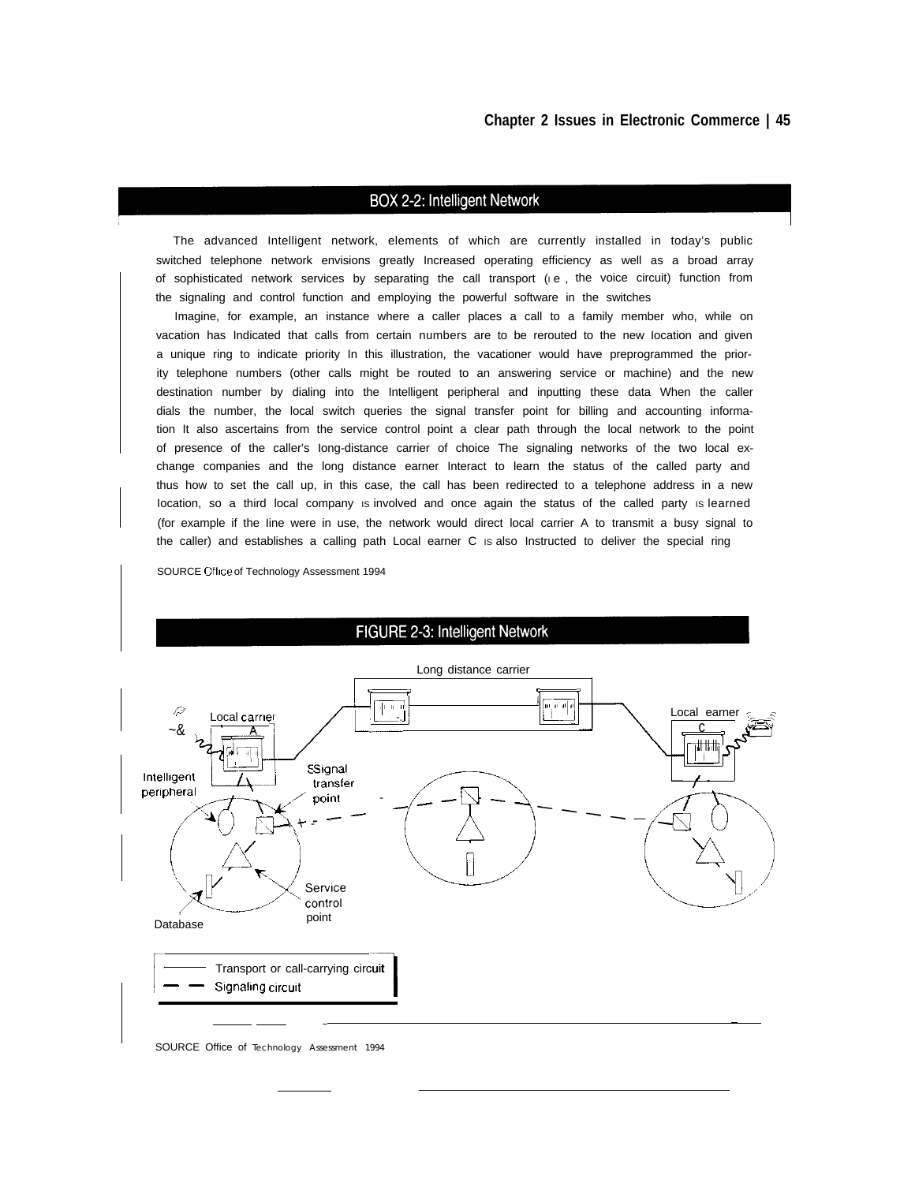## BOX 2-2: Intelligent Network

The advanced Intelligent network, elements of which are currently installed in today's public switched telephone network envisions greatly Increased operating efficiency as well as a broad array of sophisticated network services by separating the call transport (i e , the voice circuit) function from the signaling and control function and employing the powerful software in the switches

Imagine, for example, an instance where a caller places a call to a family member who, while on vacation has Indicated that calls from certain numbers are to be rerouted to the new location and given a unique ring to indicate priority In this illustration, the vacationer would have preprogrammed the priority telephone numbers (other calls might be routed to an answering service or machine) and the new destination number by dialing into the Intelligent peripheral and inputting these data When the caller dials the number, the local switch queries the signal transfer point for billing and accounting information It also ascertains from the service control point a clear path through the local network to the point of presence of the caller's long-distance carrier of choice The signaling networks of the two local exchange companies and the long distance earner Interact to learn the status of the called party and thus how to set the call up, in this case, the call has been redirected to a telephone address in a new location, so a third local company is involved and once again the status of the called party is learned (for example if the line were in use, the network would direct local carrier A to transmit a busy signal to the caller) and establishes a calling path Local earner C is also Instructed to deliver the special ring

SOURCE Office of Technology Assessment 1994

## FIGURE 2-3: Intelligent Network

Long distance carrier

Local carrier A

Local earner C

Intelligent peripheral

Signal transfer point

Service control point

Database

——— Transport or call-carrying circuit

— — Signaling circuit

SOURCE Office of Technology Assessment 1994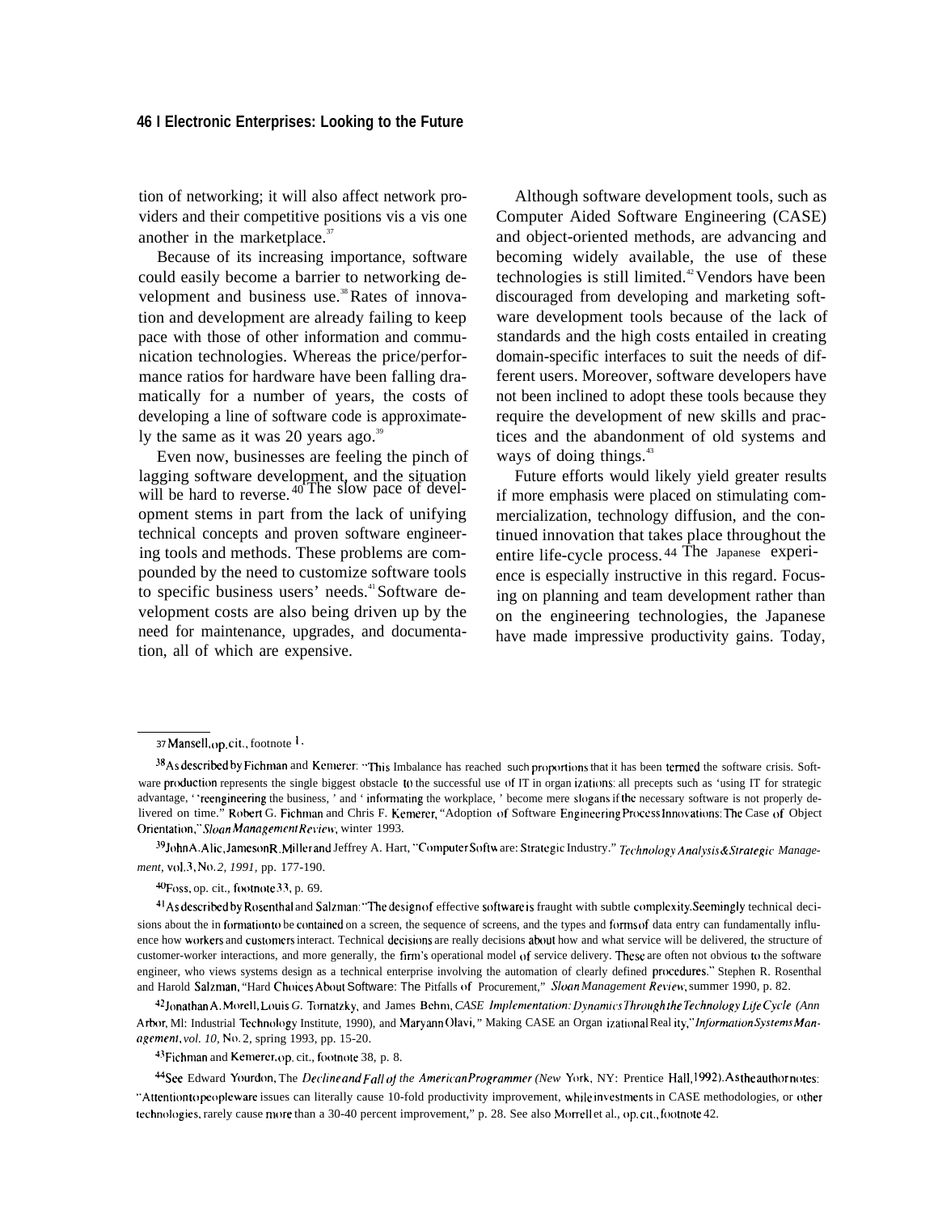tion of networking; it will also affect network providers and their competitive positions vis a vis one another in the marketplace.[37]

Because of its increasing importance, software could easily become a barrier to networking development and business use.[38] Rates of innovation and development are already failing to keep pace with those of other information and communication technologies. Whereas the price/performance ratios for hardware have been falling dramatically for a number of years, the costs of developing a line of software code is approximately the same as it was 20 years ago.[39]

Even now, businesses are feeling the pinch of lagging software development, and the situation will be hard to reverse.[40] The slow pace of development stems in part from the lack of unifying technical concepts and proven software engineering tools and methods. These problems are compounded by the need to customize software tools to specific business users' needs.[41] Software development costs are also being driven up by the need for maintenance, upgrades, and documentation, all of which are expensive.

Although software development tools, such as Computer Aided Software Engineering (CASE) and object-oriented methods, are advancing and becoming widely available, the use of these technologies is still limited.[42] Vendors have been discouraged from developing and marketing software development tools because of the lack of standards and the high costs entailed in creating domain-specific interfaces to suit the needs of different users. Moreover, software developers have not been inclined to adopt these tools because they require the development of new skills and practices and the abandonment of old systems and ways of doing things.[43]

Future efforts would likely yield greater results if more emphasis were placed on stimulating commercialization, technology diffusion, and the continued innovation that takes place throughout the entire life-cycle process.[44] The Japanese experience is especially instructive in this regard. Focusing on planning and team development rather than on the engineering technologies, the Japanese have made impressive productivity gains. Today,

---

[37] Mansell, op. cit., footnote 1.

[38] As described by Fichman and Kemerer: "This Imbalance has reached such proportions that it has been termed the software crisis. Software production represents the single biggest obstacle to the successful use of IT in organizations: all precepts such as 'using IT for strategic advantage, ' 'reengineering the business, ' and ' informating the workplace, ' become mere slogans if the necessary software is not properly delivered on time." Robert G. Fichman and Chris F. Kemerer, "Adoption of Software Engineering Process Innovations: The Case of Object Orientation," *Sloan Management Review*, winter 1993.

[39] John A. Alic, Jameson R. Miller and Jeffrey A. Hart, "Computer Software: Strategic Industry." *Technology Analysis & Strategic Management*, vol. 3, No. 2, 1991, pp. 177-190.

[40] Foss, op. cit., footnote 33, p. 69.

[41] As described by Rosenthal and Salzman: "The design of effective software is fraught with subtle complexity. Seemingly technical decisions about the information to be contained on a screen, the sequence of screens, and the types and forms of data entry can fundamentally influence how workers and customers interact. Technical decisions are really decisions about how and what service will be delivered, the structure of customer-worker interactions, and more generally, the firm's operational model of service delivery. These are often not obvious to the software engineer, who views systems design as a technical enterprise involving the automation of clearly defined procedures." Stephen R. Rosenthal and Harold Salzman, "Hard Choices About Software: The Pitfalls of Procurement," *Sloan Management Review*, summer 1990, p. 82.

[42] Jonathan A. Morell, Louis G. Tornatzky, and James Behm, *CASE Implementation: Dynamics Through the Technology Life Cycle* (Ann Arbor, MI: Industrial Technology Institute, 1990), and Maryann Olavi, " Making CASE an Organizational Reality," *Information Systems Management*, vol. 10, No. 2, spring 1993, pp. 15-20.

[43] Fichman and Kemerer, op. cit., footnote 38, p. 8.

[44] See Edward Yourdon, The *Decline and Fall of the American Programmer* (New York, NY: Prentice Hall, 1992). As the author notes: "Attention to peopleware issues can literally cause 10-fold productivity improvement, while investments in CASE methodologies, or other technologies, rarely cause more than a 30-40 percent improvement," p. 28. See also Morrell et al., op. cit., footnote 42.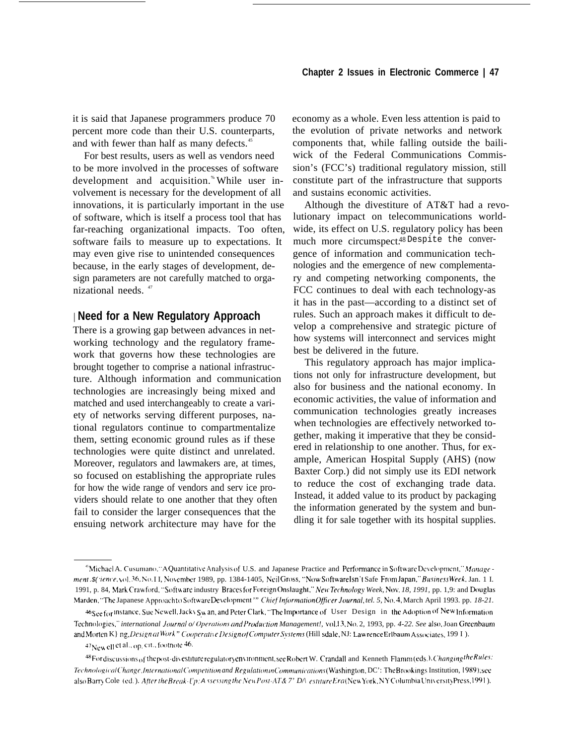it is said that Japanese programmers produce 70 percent more code than their U.S. counterparts, and with fewer than half as many defects.[45]

For best results, users as well as vendors need to be more involved in the processes of software development and acquisition.[46] While user involvement is necessary for the development of all innovations, it is particularly important in the use of software, which is itself a process tool that has far-reaching organizational impacts. Too often, software fails to measure up to expectations. It may even give rise to unintended consequences because, in the early stages of development, design parameters are not carefully matched to organizational needs.[47]

## Need for a New Regulatory Approach

There is a growing gap between advances in networking technology and the regulatory framework that governs how these technologies are brought together to comprise a national infrastructure. Although information and communication technologies are increasingly being mixed and matched and used interchangeably to create a variety of networks serving different purposes, national regulators continue to compartmentalize them, setting economic ground rules as if these technologies were quite distinct and unrelated. Moreover, regulators and lawmakers are, at times, so focused on establishing the appropriate rules for how the wide range of vendors and serv ice providers should relate to one another that they often fail to consider the larger consequences that the ensuing network architecture may have for the economy as a whole. Even less attention is paid to the evolution of private networks and network components that, while falling outside the bailiwick of the Federal Communications Commission's (FCC's) traditional regulatory mission, still constitute part of the infrastructure that supports and sustains economic activities.

Although the divestiture of AT&T had a revolutionary impact on telecommunications worldwide, its effect on U.S. regulatory policy has been much more circumspect.[48] Despite the convergence of information and communication technologies and the emergence of new complementary and competing networking components, the FCC continues to deal with each technology-as it has in the past—according to a distinct set of rules. Such an approach makes it difficult to develop a comprehensive and strategic picture of how systems will interconnect and services might best be delivered in the future.

This regulatory approach has major implications not only for infrastructure development, but also for business and the national economy. In economic activities, the value of information and communication technologies greatly increases when technologies are effectively networked together, making it imperative that they be considered in relationship to one another. Thus, for example, American Hospital Supply (AHS) (now Baxter Corp.) did not simply use its EDI network to reduce the cost of exchanging trade data. Instead, it added value to its product by packaging the information generated by the system and bundling it for sale together with its hospital supplies.

---

[45] Michael A. Cusumano, "A Quantitative Analysis of U.S. and Japanese Practice and Performance in Software Development," *Management Science*, vol. 36, No. 11, November 1989, pp. 1384-1405, Neil Gross, "Now Software Isn't Safe From Japan," *BusinessWeek*, Jan. 11, 1991, p. 84, Mark Crawford, "Software industry Braces for Foreign Onslaught," *New Technology Week*, Nov. *18, 1991*, pp. 1,9: and Douglas Marden, "The Japanese Approach to Software Development'" *Chief Information Officer Journal*, *tel. 5*, No. 4, March April 1993. pp. *18-21.*

[46] See for instance, Sue Newell, Jacky Swan, and Peter Clark, "The Importance of User Design in the Adoption of New Information Technologies," *international Journal o/ Operations and Production Management!*, vol.13, No. 2, 1993, pp. *4-22. See* also, Joan Greenbaum and Morten Kyng, *Design at Work" Cooperative Design of Computer Systems* (Hillsdale, NJ: Lawrence Erlbaum Associates, 1991 ).

[47] Newell et al., op. cit., footnote 46.

[48] For discussions of the post-divestiture regulatory environment, see Robert W. Crandall and Kenneth Flamm (eds.), *Changing the Rules: Technological Change, International Competition and Regulation in Communications* (Washington, DC': The Brookings Institution, 1989); see also Barry Cole (ed.). *After the Break-Up: Assessing the New Post-AT& T' Divestiture Era* (New York, NY Columbia University Press, 1991).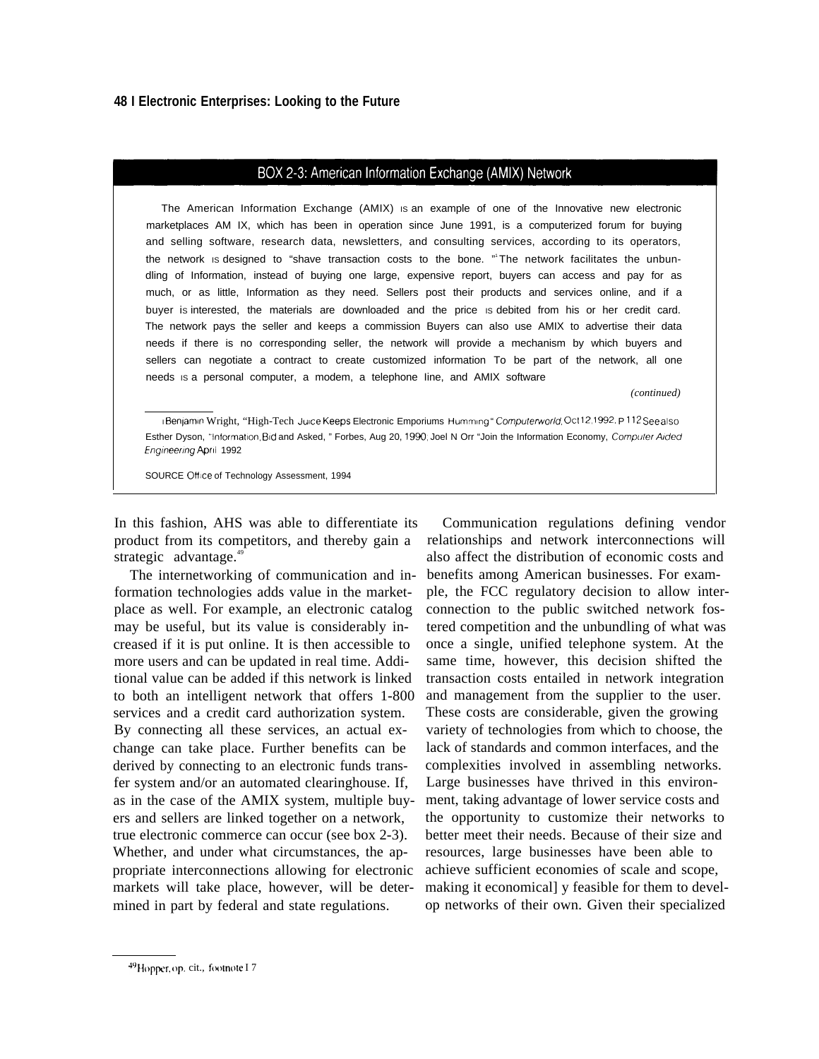## BOX 2-3: American Information Exchange (AMIX) Network

The American Information Exchange (AMIX) is an example of one of the innovative new electronic marketplaces AMIX, which has been in operation since June 1991, is a computerized forum for buying and selling software, research data, newsletters, and consulting services, according to its operators, the network is designed to "shave transaction costs to the bone."[1] The network facilitates the unbundling of information, instead of buying one large, expensive report, buyers can access and pay for as much, or as little, information as they need. Sellers post their products and services online, and if a buyer is interested, the materials are downloaded and the price is debited from his or her credit card. The network pays the seller and keeps a commission Buyers can also use AMIX to advertise their data needs if there is no corresponding seller, the network will provide a mechanism by which buyers and sellers can negotiate a contract to create customized information To be part of the network, all one needs is a personal computer, a modem, a telephone line, and AMIX software

*(continued)*

[1] Benjamin Wright, "High-Tech Juice Keeps Electronic Emporiums Humming" *Computerworld,* Oct 12, 1992, p 112 See also Esther Dyson, "Information, Bid and Asked, " Forbes, Aug 20, 1990; Joel N Orr "Join the Information Economy, *Computer Aided Engineering* April 1992

SOURCE Office of Technology Assessment, 1994

In this fashion, AHS was able to differentiate its product from its competitors, and thereby gain a strategic advantage.[49]

The internetworking of communication and information technologies adds value in the marketplace as well. For example, an electronic catalog may be useful, but its value is considerably increased if it is put online. It is then accessible to more users and can be updated in real time. Additional value can be added if this network is linked to both an intelligent network that offers 1-800 services and a credit card authorization system. By connecting all these services, an actual exchange can take place. Further benefits can be derived by connecting to an electronic funds transfer system and/or an automated clearinghouse. If, as in the case of the AMIX system, multiple buyers and sellers are linked together on a network, true electronic commerce can occur (see box 2-3). Whether, and under what circumstances, the appropriate interconnections allowing for electronic markets will take place, however, will be determined in part by federal and state regulations.

Communication regulations defining vendor relationships and network interconnections will also affect the distribution of economic costs and benefits among American businesses. For example, the FCC regulatory decision to allow interconnection to the public switched network fostered competition and the unbundling of what was once a single, unified telephone system. At the same time, however, this decision shifted the transaction costs entailed in network integration and management from the supplier to the user. These costs are considerable, given the growing variety of technologies from which to choose, the lack of standards and common interfaces, and the complexities involved in assembling networks. Large businesses have thrived in this environment, taking advantage of lower service costs and the opportunity to customize their networks to better meet their needs. Because of their size and resources, large businesses have been able to achieve sufficient economies of scale and scope, making it economically feasible for them to develop networks of their own. Given their specialized

[49] Hopper, op. cit., footnote 17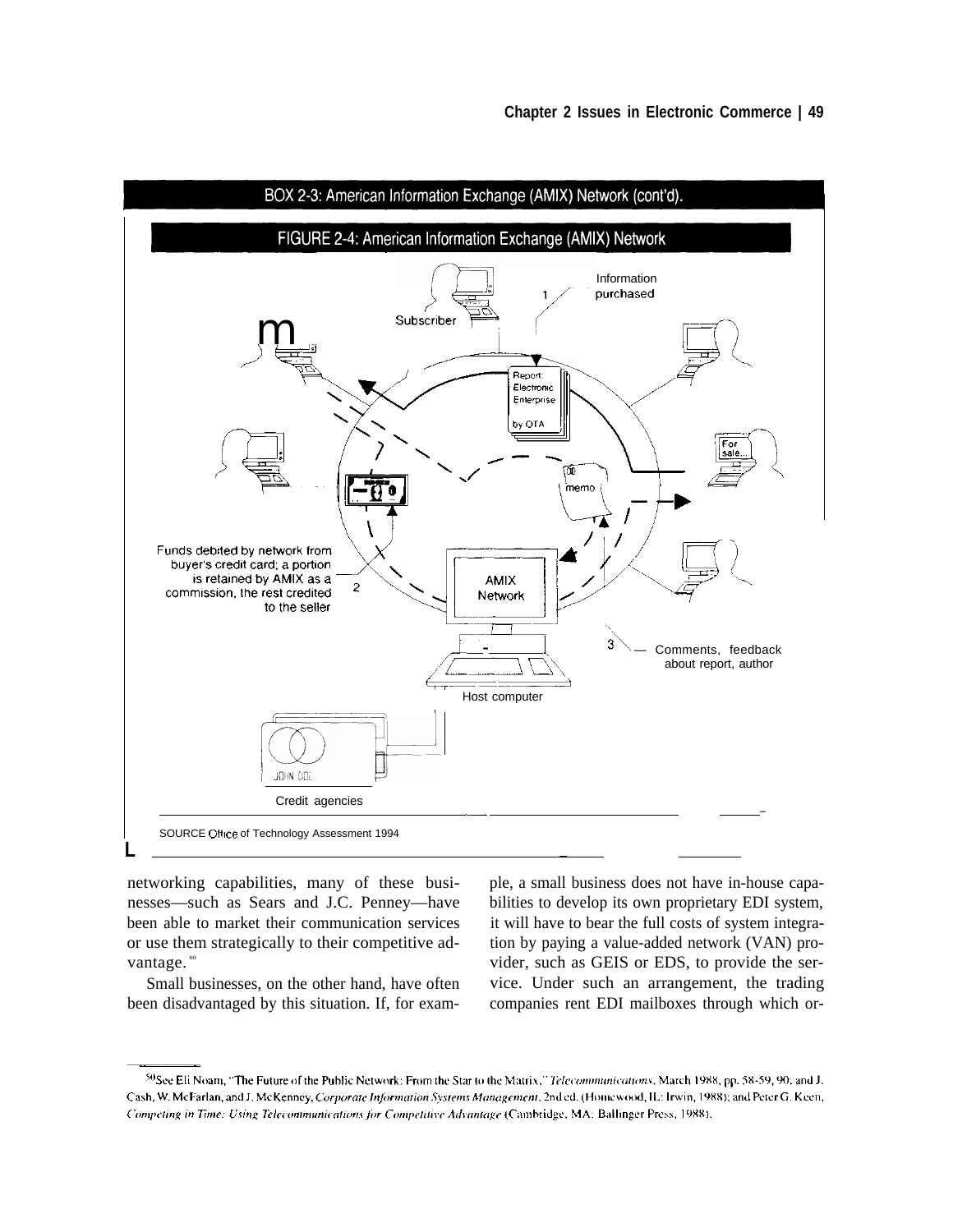BOX 2-3: American Information Exchange (AMIX) Network (cont'd).

FIGURE 2-4: American Information Exchange (AMIX) Network

1 Information purchased

Subscriber

Report: Electronic Enterprise by OTA

For sale...

memo

AMIX Network

Funds debited by network from buyer's credit card; a portion is retained by AMIX as a commission, the rest credited to the seller 2

3 Comments, feedback about report, author

Host computer

Credit agencies

SOURCE Office of Technology Assessment 1994

networking capabilities, many of these businesses—such as Sears and J.C. Penney—have been able to market their communication services or use them strategically to their competitive advantage.[50]

Small businesses, on the other hand, have often been disadvantaged by this situation. If, for example, a small business does not have in-house capabilities to develop its own proprietary EDI system, it will have to bear the full costs of system integration by paying a value-added network (VAN) provider, such as GEIS or EDS, to provide the service. Under such an arrangement, the trading companies rent EDI mailboxes through which or-

[50] See Eli Noam, "The Future of the Public Network: From the Star to the Matrix," *Telecommunications*, March 1988, pp. 58-59, 90; and J. Cash, W. McFarlan, and J. McKenney, *Corporate Information Systems Management*, 2nd ed. (Homewood, IL: Irwin, 1988); and Peter G. Keen, *Competing in Time: Using Telecommunications for Competitive Advantage* (Cambridge, MA: Ballinger Press, 1988).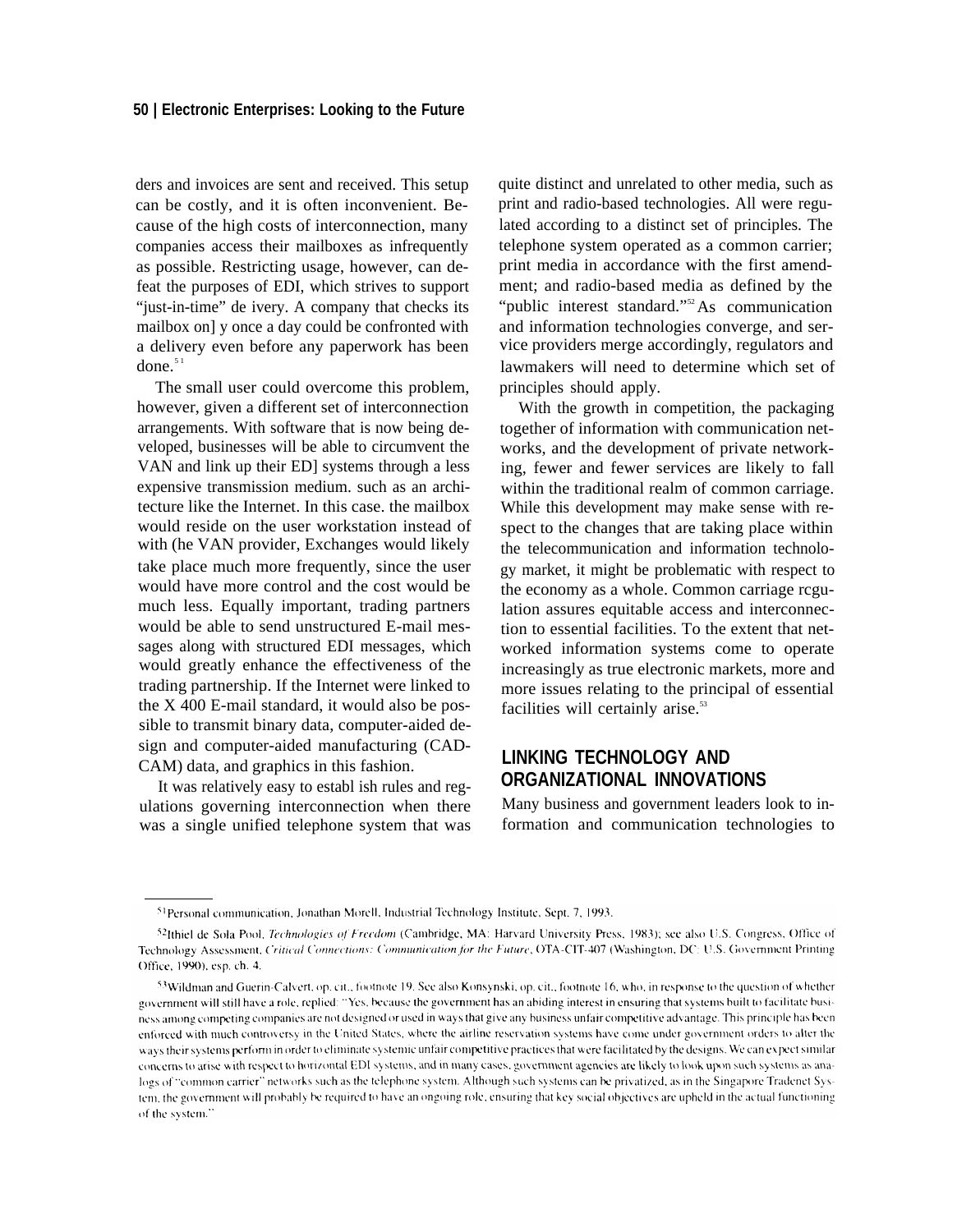ders and invoices are sent and received. This setup can be costly, and it is often inconvenient. Because of the high costs of interconnection, many companies access their mailboxes as infrequently as possible. Restricting usage, however, can defeat the purposes of EDI, which strives to support "just-in-time" de ivery. A company that checks its mailbox on] y once a day could be confronted with a delivery even before any paperwork has been done.[51]

The small user could overcome this problem, however, given a different set of interconnection arrangements. With software that is now being developed, businesses will be able to circumvent the VAN and link up their ED] systems through a less expensive transmission medium. such as an architecture like the Internet. In this case. the mailbox would reside on the user workstation instead of with (he VAN provider, Exchanges would likely take place much more frequently, since the user would have more control and the cost would be much less. Equally important, trading partners would be able to send unstructured E-mail messages along with structured EDI messages, which would greatly enhance the effectiveness of the trading partnership. If the Internet were linked to the X 400 E-mail standard, it would also be possible to transmit binary data, computer-aided design and computer-aided manufacturing (CAD-CAM) data, and graphics in this fashion.

It was relatively easy to establ ish rules and regulations governing interconnection when there was a single unified telephone system that was quite distinct and unrelated to other media, such as print and radio-based technologies. All were regulated according to a distinct set of principles. The telephone system operated as a common carrier; print media in accordance with the first amendment; and radio-based media as defined by the "public interest standard."[52] As communication and information technologies converge, and service providers merge accordingly, regulators and lawmakers will need to determine which set of principles should apply.

With the growth in competition, the packaging together of information with communication networks, and the development of private networking, fewer and fewer services are likely to fall within the traditional realm of common carriage. While this development may make sense with respect to the changes that are taking place within the telecommunication and information technology market, it might be problematic with respect to the economy as a whole. Common carriage rcgulation assures equitable access and interconnection to essential facilities. To the extent that networked information systems come to operate increasingly as true electronic markets, more and more issues relating to the principal of essential facilities will certainly arise.[53]

## LINKING TECHNOLOGY AND ORGANIZATIONAL INNOVATIONS

Many business and government leaders look to information and communication technologies to

---

[51] Personal communication, Jonathan Morell, Industrial Technology Institute, Sept. 7, 1993.

[52] Ithiel de Sola Pool, *Technologies of Freedom* (Cambridge, MA: Harvard University Press, 1983); see also U.S. Congress, Office of Technology Assessment, *Critical Connections: Communication for the Future*, OTA-CIT-407 (Washington, DC: U.S. Government Printing Office, 1990), esp. ch. 4.

[53] Wildman and Guerin-Calvert, op. cit., footnote 19. See also Konsynski, op. cit., footnote 16, who, in response to the question of whether government will still have a role, replied: "Yes, because the government has an abiding interest in ensuring that systems built to facilitate business among competing companies are not designed or used in ways that give any business unfair competitive advantage. This principle has been enforced with much controversy in the United States, where the airline reservation systems have come under government orders to alter the ways their systems perform in order to eliminate systemic unfair competitive practices that were facilitated by the designs. We can expect similar concerns to arise with respect to horizontal EDI systems, and in many cases, government agencies are likely to look upon such systems as analogs of "common carrier" networks such as the telephone system. Although such systems can be privatized, as in the Singapore Tradenet System, the government will probably be required to have an ongoing role, ensuring that key social objectives are upheld in the actual functioning of the system."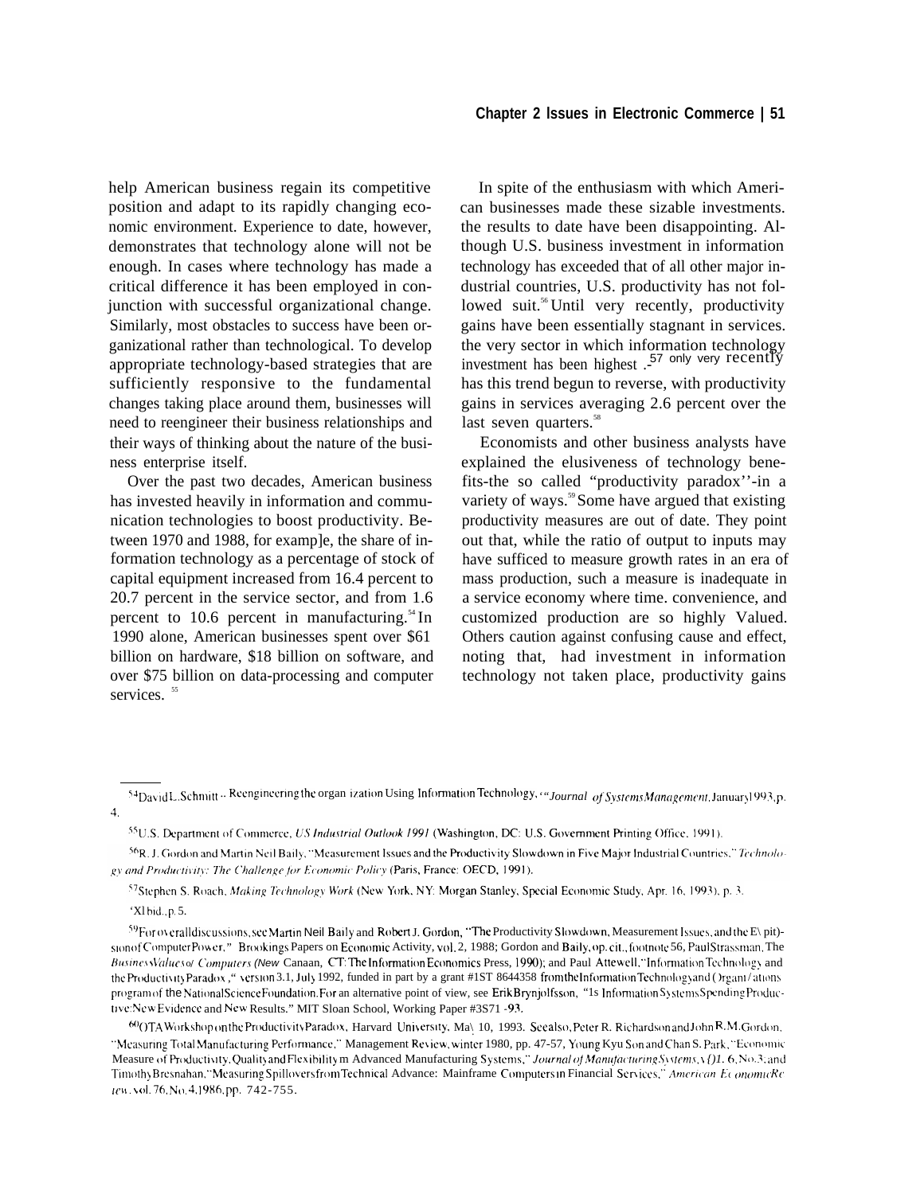help American business regain its competitive position and adapt to its rapidly changing economic environment. Experience to date, however, demonstrates that technology alone will not be enough. In cases where technology has made a critical difference it has been employed in conjunction with successful organizational change. Similarly, most obstacles to success have been organizational rather than technological. To develop appropriate technology-based strategies that are sufficiently responsive to the fundamental changes taking place around them, businesses will need to reengineer their business relationships and their ways of thinking about the nature of the business enterprise itself.

Over the past two decades, American business has invested heavily in information and communication technologies to boost productivity. Between 1970 and 1988, for examp]e, the share of information technology as a percentage of stock of capital equipment increased from 16.4 percent to 20.7 percent in the service sector, and from 1.6 percent to 10.6 percent in manufacturing.[54] In 1990 alone, American businesses spent over $61 billion on hardware, $18 billion on software, and over $75 billion on data-processing and computer services.[55]

In spite of the enthusiasm with which American businesses made these sizable investments. the results to date have been disappointing. Although U.S. business investment in information technology has exceeded that of all other major industrial countries, U.S. productivity has not followed suit.[56] Until very recently, productivity gains have been essentially stagnant in services. the very sector in which information technology investment has been highest.[57] only very recently has this trend begun to reverse, with productivity gains in services averaging 2.6 percent over the last seven quarters.[58]

Economists and other business analysts have explained the elusiveness of technology benefits-the so called "productivity paradox''-in a variety of ways.[59] Some have argued that existing productivity measures are out of date. They point out that, while the ratio of output to inputs may have sufficed to measure growth rates in an era of mass production, such a measure is inadequate in a service economy where time. convenience, and customized production are so highly Valued. Others caution against confusing cause and effect, noting that, had investment in information technology not taken place, productivity gains

---

[54] David L. Schmitt .. Reengineering the organ ization Using Information Technology, "*Journal of Systems Management*, January 1993, p. 4.

[55] U.S. Department of Commerce, *US Industrial Outlook 1991* (Washington, DC: U.S. Government Printing Office, 1991).

[56] R. J. Gordon and Martin Neil Baily, "Measurement Issues and the Productivity Slowdown in Five Major Industrial Countries," *Technology and Productivity: The Challenge for Economic Policy* (Paris, France: OECD, 1991).

[57] Stephen S. Roach, *Making Technology Work* (New York, NY: Morgan Stanley, Special Economic Study, Apr. 16, 1993), p. 3.

[58] Ibid., p. 5.

[59] For overall discussions, see Martin Neil Baily and Robert J. Gordon, "The Productivity Slowdown, Measurement Issues, and the Explosion of Computer Power," Brookings Papers on Economic Activity, vol. 2, 1988; Gordon and Baily, op. cit., footnote 56, Paul Strassman, The *Business Values of Computers* (New Canaan, CT: The Information Economics Press, 1990); and Paul Attewell, "Information Technology and the Productivity Paradox," version 3.1, July 1992, funded in part by a grant #1ST 8644358 from the Information Technology and Organizations program of the National Science Foundation. For an alternative point of view, see Erik Brynjolfsson, "1s Information Systems Spending Productive: New Evidence and New Results." MIT Sloan School, Working Paper #3S71 -93.

[60] OTA Workshop on the Productivity Paradox, Harvard University, May 10, 1993. See also, Peter R. Richardson and John R. M. Gordon, "Measuring Total Manufacturing Performance," Management Review, winter 1980, pp. 47-57, Young Kyu Son and Chan S. Park, "Economic Measure of Productivity, Quality and Flexibility in Advanced Manufacturing Systems," *Journal of Manufacturing Systems*, vol. 6, No. 3; and Timothy Bresnahan, "Measuring Spillovers from Technical Advance: Mainframe Computers in Financial Services," *American Economic Review*, vol. 76, No. 4, 1986, pp. 742-755.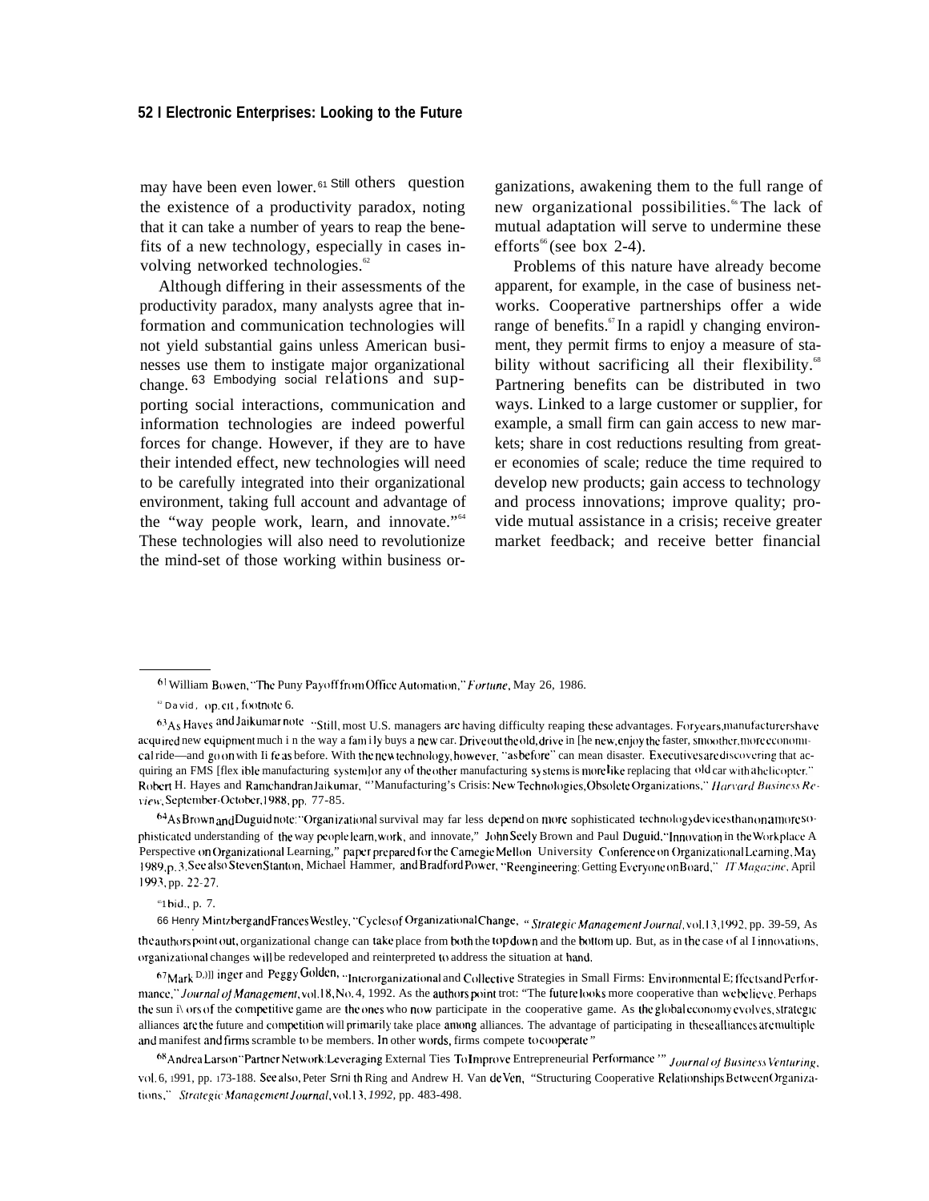may have been even lower.[61] Still others question the existence of a productivity paradox, noting that it can take a number of years to reap the benefits of a new technology, especially in cases involving networked technologies.[62]

Although differing in their assessments of the productivity paradox, many analysts agree that information and communication technologies will not yield substantial gains unless American businesses use them to instigate major organizational change.[63] Embodying social relations and supporting social interactions, communication and information technologies are indeed powerful forces for change. However, if they are to have their intended effect, new technologies will need to be carefully integrated into their organizational environment, taking full account and advantage of the "way people work, learn, and innovate."[64] These technologies will also need to revolutionize the mind-set of those working within business organizations, awakening them to the full range of new organizational possibilities.[65] The lack of mutual adaptation will serve to undermine these efforts[66] (see box 2-4).

Problems of this nature have already become apparent, for example, in the case of business networks. Cooperative partnerships offer a wide range of benefits.[67] In a rapidly changing environment, they permit firms to enjoy a measure of stability without sacrificing all their flexibility.[68] Partnering benefits can be distributed in two ways. Linked to a large customer or supplier, for example, a small firm can gain access to new markets; share in cost reductions resulting from greater economies of scale; reduce the time required to develop new products; gain access to technology and process innovations; improve quality; provide mutual assistance in a crisis; receive greater market feedback; and receive better financial

---

[61] William Bowen, "The Puny Payoff from Office Automation," *Fortune*, May 26, 1986.

[62] David, op. cit., footnote 6.

[63] As Hayes and Jaikumar note "Still, most U.S. managers are having difficulty reaping these advantages. For years, manufacturers have acquired new equipment much in the way a family buys a new car. Drive out the old, drive in the new, enjoy the faster, smoother, more economical ride—and go on with life as before. With the new technology, however, "as before" can mean disaster. Executives are discovering that acquiring an FMS [flexible manufacturing system] or any of the other manufacturing systems is more like replacing that old car with a helicopter." Robert H. Hayes and Ramchandran Jaikumar, "Manufacturing's Crisis: New Technologies, Obsolete Organizations," *Harvard Business Review*, September-October, 1988, pp. 77-85.

[64] As Brown and Duguid note: "Organizational survival may far less depend on more sophisticated technology devices than on a more sophisticated understanding of the way people learn, work, and innovate," John Seely Brown and Paul Duguid, "Innovation in the Workplace A Perspective on Organizational Learning," paper prepared for the Carnegie Mellon University Conference on Organizational Learning, May 1989, p. 3. See also Steven Stanton, Michael Hammer, and Bradford Power, "Reengineering: Getting Everyone on Board," *IT Magazine*, April 1993, pp. 22-27.

[65] Ibid., p. 7.

[66] Henry Mintzberg and Frances Westley, "Cycles of Organizational Change," *Strategic Management Journal*, vol. 13, 1992, pp. 39-59, As the authors point out, organizational change can take place from both the top down and the bottom up. But, as in the case of all innovations, organizational changes will be redeveloped and reinterpreted to address the situation at hand.

[67] Mark Dollinger and Peggy Golden, "Interorganizational and Collective Strategies in Small Firms: Environmental Effects and Performance," *Journal of Management*, vol. 18, No. 4, 1992. As the authors point out: "The future looks more cooperative than we believe. Perhaps the survivors of the competitive game are the ones who now participate in the cooperative game. As the global economy evolves, strategic alliances are the future and competition will primarily take place among alliances. The advantage of participating in these alliances are multiple and manifest and firms scramble to be members. In other words, firms compete to cooperate."

[68] Andrea Larson "Partner Network: Leveraging External Ties To Improve Entrepreneurial Performance," *Journal of Business Venturing*, vol. 6, 1991, pp. 173-188. See also, Peter Smith Ring and Andrew H. Van de Ven, "Structuring Cooperative Relationships Between Organizations," *Strategic Management Journal*, vol. 13, 1992, pp. 483-498.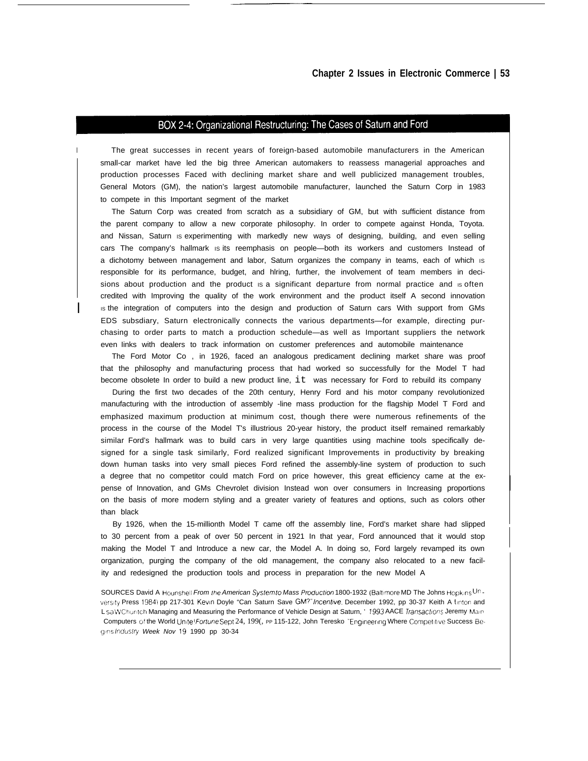## BOX 2-4: Organizational Restructuring: The Cases of Saturn and Ford

The great successes in recent years of foreign-based automobile manufacturers in the American small-car market have led the big three American automakers to reassess managerial approaches and production processes Faced with declining market share and well publicized management troubles, General Motors (GM), the nation's largest automobile manufacturer, launched the Saturn Corp in 1983 to compete in this Important segment of the market

The Saturn Corp was created from scratch as a subsidiary of GM, but with sufficient distance from the parent company to allow a new corporate philosophy. In order to compete against Honda, Toyota. and Nissan, Saturn IS experimenting with markedly new ways of designing, building, and even selling cars The company's hallmark IS its reemphasis on people—both its workers and customers Instead of a dichotomy between management and labor, Saturn organizes the company in teams, each of which IS responsible for its performance, budget, and hlring, further, the involvement of team members in decisions about production and the product IS a significant departure from normal practice and IS often credited with Improving the quality of the work environment and the product itself A second innovation IS the integration of computers into the design and production of Saturn cars With support from GMs EDS subsdiary, Saturn electronically connects the various departments—for example, directing purchasing to order parts to match a production schedule—as well as Important suppliers the network even links with dealers to track information on customer preferences and automobile maintenance

The Ford Motor Co , in 1926, faced an analogous predicament declining market share was proof that the philosophy and manufacturing process that had worked so successfully for the Model T had become obsolete In order to build a new product line, it was necessary for Ford to rebuild its company

During the first two decades of the 20th century, Henry Ford and his motor company revolutionized manufacturing with the introduction of assembly -line mass production for the flagship Model T Ford and emphasized maximum production at minimum cost, though there were numerous refinements of the process in the course of the Model T's illustrious 20-year history, the product itself remained remarkably similar Ford's hallmark was to build cars in very large quantities using machine tools specifically designed for a single task similarly, Ford realized significant Improvements in productivity by breaking down human tasks into very small pieces Ford refined the assembly-line system of production to such a degree that no competitor could match Ford on price however, this great efficiency came at the expense of Innovation, and GMs Chevrolet division Instead won over consumers in Increasing proportions on the basis of more modern styling and a greater variety of features and options, such as colors other than black

By 1926, when the 15-millionth Model T came off the assembly Iine, Ford's market share had slipped to 30 percent from a peak of over 50 percent in 1921 In that year, Ford announced that it would stop making the Model T and Introduce a new car, the Model A. In doing so, Ford largely revamped its own organization, purging the company of the old management, the company also relocated to a new facility and redesigned the production tools and process in preparation for the new Model A

SOURCES David A Hounshell *From the American System to Mass Production* 1800-1932 (Baltimore MD The Johns Hopkins University Press 1984) pp 217-301 Kevin Doyle "Can Saturn Save GM?" *Incentive*, December 1992, pp 30-37 Keith A Linton and Lisa W Church Managing and Measuring the Performance of Vehicle Design at Saturn, ' *1993* AACE *Transactions* Jeremy Main Computers of the World Unite! *Fortune* Sept 24, 199(, PP 115-122, John Teresko "Engineering Where Competitive Success Begins *Industry Week Nov* 19 1990 pp 30-34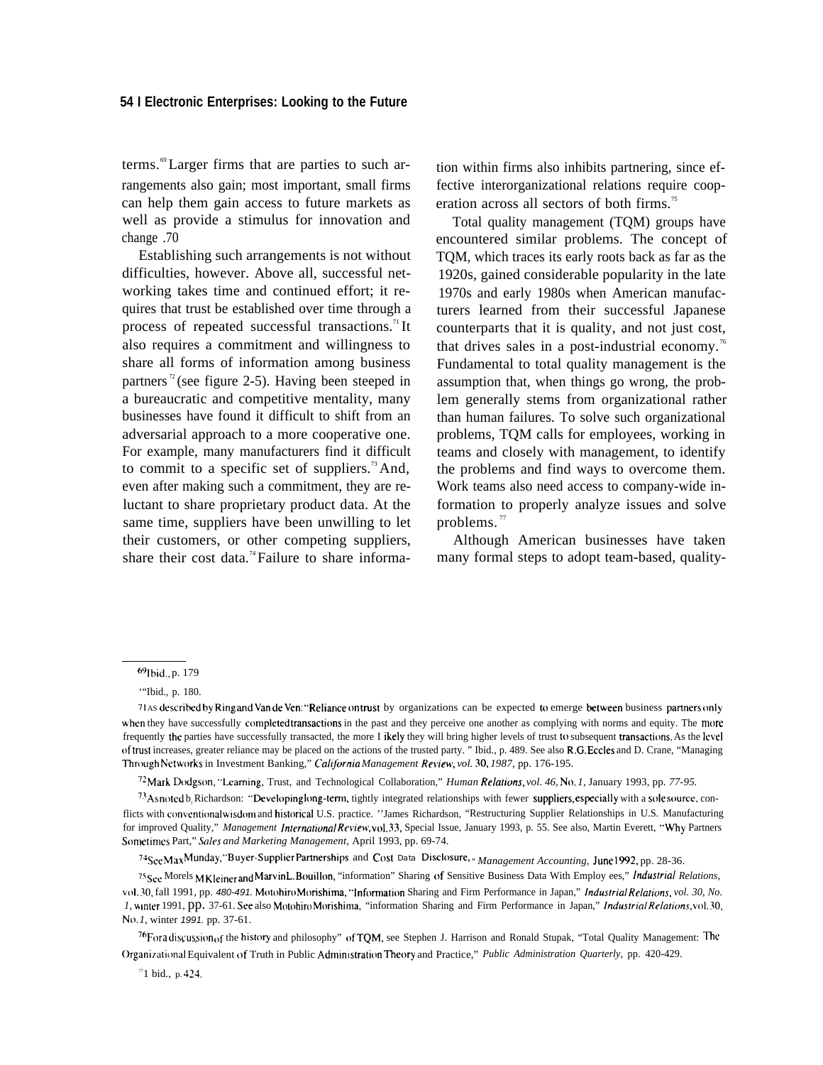terms.[69] Larger firms that are parties to such arrangements also gain; most important, small firms can help them gain access to future markets as well as provide a stimulus for innovation and change.[70]

Establishing such arrangements is not without difficulties, however. Above all, successful networking takes time and continued effort; it requires that trust be established over time through a process of repeated successful transactions.[71] It also requires a commitment and willingness to share all forms of information among business partners[72] (see figure 2-5). Having been steeped in a bureaucratic and competitive mentality, many businesses have found it difficult to shift from an adversarial approach to a more cooperative one. For example, many manufacturers find it difficult to commit to a specific set of suppliers.[73] And, even after making such a commitment, they are reluctant to share proprietary product data. At the same time, suppliers have been unwilling to let their customers, or other competing suppliers, share their cost data.[74] Failure to share information within firms also inhibits partnering, since effective interorganizational relations require cooperation across all sectors of both firms.[75]

Total quality management (TQM) groups have encountered similar problems. The concept of TQM, which traces its early roots back as far as the 1920s, gained considerable popularity in the late 1970s and early 1980s when American manufacturers learned from their successful Japanese counterparts that it is quality, and not just cost, that drives sales in a post-industrial economy.[76] Fundamental to total quality management is the assumption that, when things go wrong, the problem generally stems from organizational rather than human failures. To solve such organizational problems, TQM calls for employees, working in teams and closely with management, to identify the problems and find ways to overcome them. Work teams also need access to company-wide information to properly analyze issues and solve problems.[77]

Although American businesses have taken many formal steps to adopt team-based, quality-

---

[69] Ibid., p. 179

[70] Ibid., p. 180.

[71] As described by Ring and Van de Ven: "Reliance on trust by organizations can be expected to emerge between business partners only when they have successfully completed transactions in the past and they perceive one another as complying with norms and equity. The more frequently the parties have successfully transacted, the more likely they will bring higher levels of trust to subsequent transactions. As the level of trust increases, greater reliance may be placed on the actions of the trusted party." Ibid., p. 489. See also R.G. Eccles and D. Crane, "Managing Through Networks in Investment Banking," *California Management Review*, vol. 30, 1987, pp. 176-195.

[72] Mark Dodgson, "Learning, Trust, and Technological Collaboration," *Human Relations*, vol. 46, No. 1, January 1993, pp. 77-95.

[73] As noted by Richardson: "Developing long-term, tightly integrated relationships with fewer suppliers, especially with a sole source, conflicts with conventional wisdom and historical U.S. practice." James Richardson, "Restructuring Supplier Relationships in U.S. Manufacturing for improved Quality," *Management International Review*, vol. 33, Special Issue, January 1993, p. 55. See also, Martin Everett, "Why Partners Sometimes Part," *Sales and Marketing Management*, April 1993, pp. 69-74.

[74] See Max Munday, "Buyer-Supplier Partnerships and Cost Data Disclosure," *Management Accounting*, June 1992, pp. 28-36.

[75] See Morels M Kleiner and Marvin L. Bouillon, "information" Sharing of Sensitive Business Data With Employ ees," *Industrial Relations*, vol. 30, fall 1991, pp. 480-491. Motohiro Morishima, "Information Sharing and Firm Performance in Japan," *Industrial Relations*, vol. 30, No. 1, winter 1991, pp. 37-61. See also Motohiro Morishima, "information Sharing and Firm Performance in Japan," *Industrial Relations*, vol. 30, No. 1, winter 1991. pp. 37-61.

[76] For a discussion of the history and philosophy" of TQM, see Stephen J. Harrison and Ronald Stupak, "Total Quality Management: The Organizational Equivalent of Truth in Public Administration Theory and Practice," *Public Administration Quarterly*, pp. 420-429.

[77] Ibid., p. 424.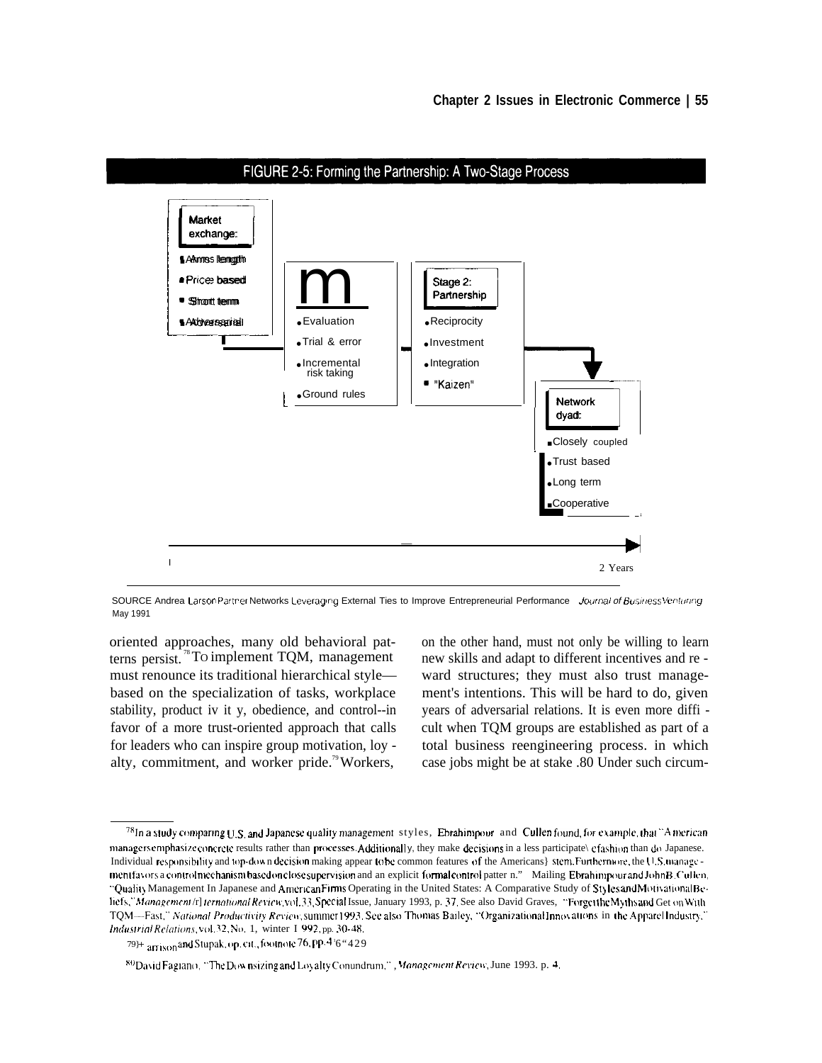FIGURE 2-5: Forming the Partnership: A Two-Stage Process

**Market exchange:**
- Arms length
- Price based
- Short term
- Adversarial

m
- Evaluation
- Trial & error
- Incremental risk taking
- Ground rules

**Stage 2: Partnership**
- Reciprocity
- Investment
- Integration
- "Kaizen"

**Network dyad:**
- Closely coupled
- Trust based
- Long term
- Cooperative

2 Years

SOURCE Andrea Larson Partner Networks Leveraging External Ties to Improve Entrepreneurial Performance *Journal of Business Venturing* May 1991

oriented approaches, many old behavioral patterns persist.[78] To implement TQM, management must renounce its traditional hierarchical style—based on the specialization of tasks, workplace stability, product iv it y, obedience, and control--in favor of a more trust-oriented approach that calls for leaders who can inspire group motivation, loyalty, commitment, and worker pride.[79] Workers, on the other hand, must not only be willing to learn new skills and adapt to different incentives and reward structures; they must also trust management's intentions. This will be hard to do, given years of adversarial relations. It is even more difficult when TQM groups are established as part of a total business reengineering process. in which case jobs might be at stake .80 Under such circum-

---

[78] In a study comparing U.S. and Japanese quality management styles, Ebrahimpour and Cullen found, for example, that "American managers emphasize concrete results rather than processes. Additionally, they make decisions in a less participative fashion than do Japanese. Individual responsibility and top-down decision making appear to be common features of the American system. Furthermore, the U.S. management favors a control mechanism based on close supervision and an explicit formal control pattern." Mailing Ebrahimpour and John B. Cullen, "Quality Management In Japanese and American Firms Operating in the United States: A Comparative Study of Styles and Motivational Beliefs," *Management International Review*, vol. 33, Special Issue, January 1993, p. 37. See also David Graves, "Forget the Myths and Get on With TQM—Fast," *National Productivity Review*, summer 1993. See also Thomas Bailey, "Organizational Innovations in the Apparel Industry," *Industrial Relations*, vol. 32, No. 1, winter 1992, pp. 30-48.

[79] Harrison and Stupak, op. cit., footnote 76, pp. 416-429

[80] David Fagiano, "The Downsizing and Loyalty Conundrum," *Management Review*, June 1993. p. 4.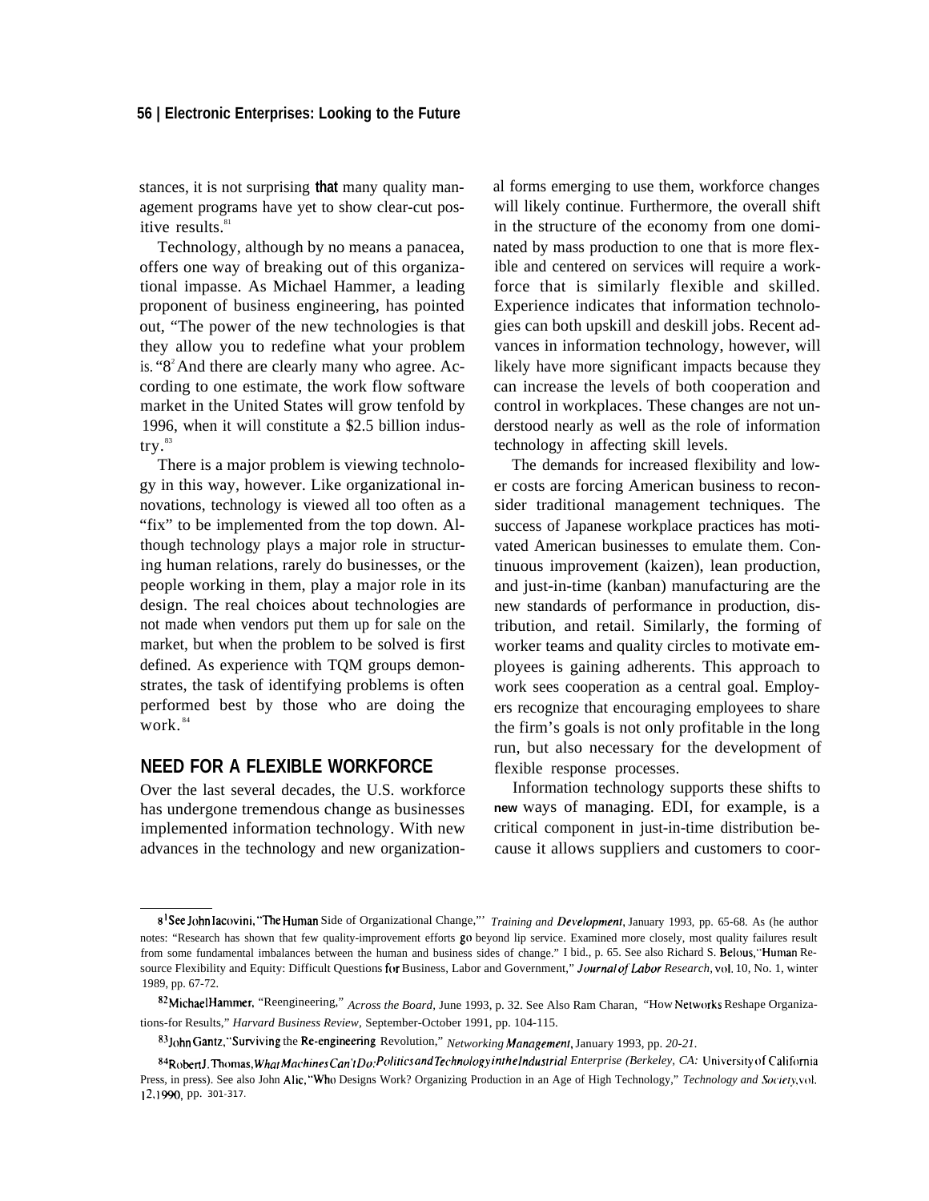stances, it is not surprising that many quality management programs have yet to show clear-cut positive results.[81]

Technology, although by no means a panacea, offers one way of breaking out of this organizational impasse. As Michael Hammer, a leading proponent of business engineering, has pointed out, "The power of the new technologies is that they allow you to redefine what your problem is."[82] And there are clearly many who agree. According to one estimate, the work flow software market in the United States will grow tenfold by 1996, when it will constitute a $2.5 billion industry.[83]

There is a major problem is viewing technology in this way, however. Like organizational innovations, technology is viewed all too often as a "fix" to be implemented from the top down. Although technology plays a major role in structuring human relations, rarely do businesses, or the people working in them, play a major role in its design. The real choices about technologies are not made when vendors put them up for sale on the market, but when the problem to be solved is first defined. As experience with TQM groups demonstrates, the task of identifying problems is often performed best by those who are doing the work.[84]

## NEED FOR A FLEXIBLE WORKFORCE

Over the last several decades, the U.S. workforce has undergone tremendous change as businesses implemented information technology. With new advances in the technology and new organizational forms emerging to use them, workforce changes will likely continue. Furthermore, the overall shift in the structure of the economy from one dominated by mass production to one that is more flexible and centered on services will require a workforce that is similarly flexible and skilled. Experience indicates that information technologies can both upskill and deskill jobs. Recent advances in information technology, however, will likely have more significant impacts because they can increase the levels of both cooperation and control in workplaces. These changes are not understood nearly as well as the role of information technology in affecting skill levels.

The demands for increased flexibility and lower costs are forcing American business to reconsider traditional management techniques. The success of Japanese workplace practices has motivated American businesses to emulate them. Continuous improvement (kaizen), lean production, and just-in-time (kanban) manufacturing are the new standards of performance in production, distribution, and retail. Similarly, the forming of worker teams and quality circles to motivate employees is gaining adherents. This approach to work sees cooperation as a central goal. Employers recognize that encouraging employees to share the firm's goals is not only profitable in the long run, but also necessary for the development of flexible response processes.

Information technology supports these shifts to new ways of managing. EDI, for example, is a critical component in just-in-time distribution because it allows suppliers and customers to coor-

---

[81] See John Iacovini, "The Human Side of Organizational Change," *Training and Development*, January 1993, pp. 65-68. As the author notes: "Research has shown that few quality-improvement efforts go beyond lip service. Examined more closely, most quality failures result from some fundamental imbalances between the human and business sides of change." Ibid., p. 65. See also Richard S. Belous, "Human Resource Flexibility and Equity: Difficult Questions for Business, Labor and Government," *Journal of Labor Research*, vol. 10, No. 1, winter 1989, pp. 67-72.

[82] Michael Hammer, "Reengineering," *Across the Board*, June 1993, p. 32. See Also Ram Charan, "How Networks Reshape Organizations-for Results," *Harvard Business Review*, September-October 1991, pp. 104-115.

[83] John Gantz, "Surviving the Re-engineering Revolution," *Networking Management*, January 1993, pp. 20-21.

[84] Robert J. Thomas, *What Machines Can't Do: Politics and Technology in the Industrial Enterprise* (Berkeley, CA: University of California Press, in press). See also John Alic, "Who Designs Work? Organizing Production in an Age of High Technology," *Technology and Society*, vol. 12, 1990, pp. 301-317.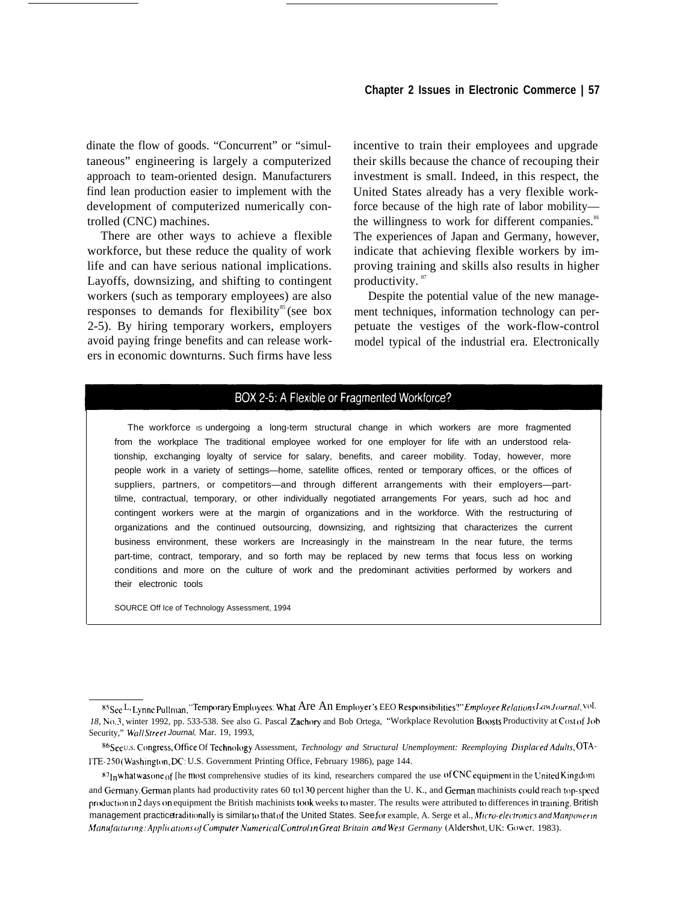dinate the flow of goods. "Concurrent" or "simultaneous" engineering is largely a computerized approach to team-oriented design. Manufacturers find lean production easier to implement with the development of computerized numerically controlled (CNC) machines.

There are other ways to achieve a flexible workforce, but these reduce the quality of work life and can have serious national implications. Layoffs, downsizing, and shifting to contingent workers (such as temporary employees) are also responses to demands for flexibility[85] (see box 2-5). By hiring temporary workers, employers avoid paying fringe benefits and can release workers in economic downturns. Such firms have less incentive to train their employees and upgrade their skills because the chance of recouping their investment is small. Indeed, in this respect, the United States already has a very flexible workforce because of the high rate of labor mobility—the willingness to work for different companies.[86] The experiences of Japan and Germany, however, indicate that achieving flexible workers by improving training and skills also results in higher productivity.[87]

Despite the potential value of the new management techniques, information technology can perpetuate the vestiges of the work-flow-control model typical of the industrial era. Electronically

## BOX 2-5: A Flexible or Fragmented Workforce?

The workforce is undergoing a long-term structural change in which workers are more fragmented from the workplace The traditional employee worked for one employer for life with an understood relationship, exchanging loyalty of service for salary, benefits, and career mobility. Today, however, more people work in a variety of settings—home, satellite offices, rented or temporary offices, or the offices of suppliers, partners, or competitors—and through different arrangements with their employers—part-tilme, contractual, temporary, or other individually negotiated arrangements For years, such ad hoc and contingent workers were at the margin of organizations and in the workforce. With the restructuring of organizations and the continued outsourcing, downsizing, and rightsizing that characterizes the current business environment, these workers are Increasingly in the mainstream In the near future, the terms part-time, contract, temporary, and so forth may be replaced by new terms that focus less on working conditions and more on the culture of work and the predominant activities performed by workers and their electronic tools

SOURCE Off Ice of Technology Assessment, 1994

---

[85] See L. Lynne Pullman, "Temporary Employees: What Are An Employer's EEO Responsibilities?" *Employee Relations Law Journal*, vol. 18, No. 3, winter 1992, pp. 533-538. See also G. Pascal Zachory and Bob Ortega, "Workplace Revolution Boosts Productivity at Cost of Job Security," *Wall Street Journal*, Mar. 19, 1993,

[86] See U.S. Congress, Office Of Technology Assessment, *Technology and Structural Unemployment: Reemploying Displaced Adults*, OTA-ITE-250 (Washington, DC: U.S. Government Printing Office, February 1986), page 144.

[87] In what was one of the most comprehensive studies of its kind, researchers compared the use of CNC equipment in the United Kingdom and Germany. German plants had productivity rates 60 to 130 percent higher than the U. K., and German machinists could reach top-speed production in 2 days on equipment the British machinists took weeks to master. The results were attributed to differences in training. British management practice traditionally is similar to that of the United States. See for example, A. Serge et al., *Micro-electronics and Manpower in Manufacturing: Applications of Computer Numerical Control in Great Britain and West Germany* (Aldershot, UK: Gower, 1983).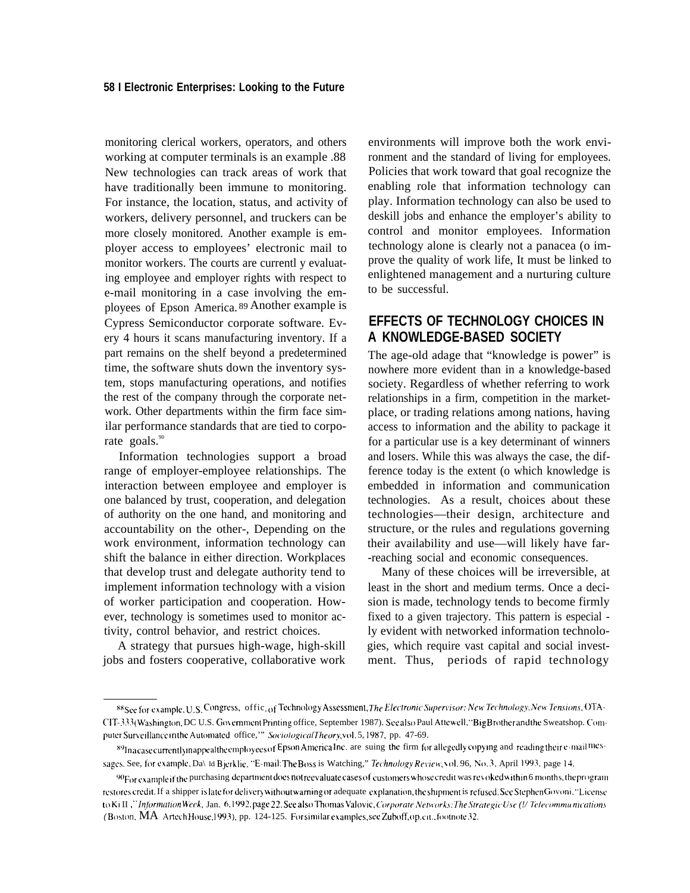monitoring clerical workers, operators, and others working at computer terminals is an example .[88] New technologies can track areas of work that have traditionally been immune to monitoring. For instance, the location, status, and activity of workers, delivery personnel, and truckers can be more closely monitored. Another example is employer access to employees' electronic mail to monitor workers. The courts are currentl y evaluating employee and employer rights with respect to e-mail monitoring in a case involving the employees of Epson America.[89] Another example is Cypress Semiconductor corporate software. Every 4 hours it scans manufacturing inventory. If a part remains on the shelf beyond a predetermined time, the software shuts down the inventory system, stops manufacturing operations, and notifies the rest of the company through the corporate network. Other departments within the firm face similar performance standards that are tied to corporate goals.[90]

Information technologies support a broad range of employer-employee relationships. The interaction between employee and employer is one balanced by trust, cooperation, and delegation of authority on the one hand, and monitoring and accountability on the other-, Depending on the work environment, information technology can shift the balance in either direction. Workplaces that develop trust and delegate authority tend to implement information technology with a vision of worker participation and cooperation. However, technology is sometimes used to monitor activity, control behavior, and restrict choices.

A strategy that pursues high-wage, high-skill jobs and fosters cooperative, collaborative work environments will improve both the work environment and the standard of living for employees. Policies that work toward that goal recognize the enabling role that information technology can play. Information technology can also be used to deskill jobs and enhance the employer's ability to control and monitor employees. Information technology alone is clearly not a panacea (o improve the quality of work life, It must be linked to enlightened management and a nurturing culture to be successful.

## EFFECTS OF TECHNOLOGY CHOICES IN A KNOWLEDGE-BASED SOCIETY

The age-old adage that "knowledge is power" is nowhere more evident than in a knowledge-based society. Regardless of whether referring to work relationships in a firm, competition in the marketplace, or trading relations among nations, having access to information and the ability to package it for a particular use is a key determinant of winners and losers. While this was always the case, the difference today is the extent (o which knowledge is embedded in information and communication technologies. As a result, choices about these technologies—their design, architecture and structure, or the rules and regulations governing their availability and use—will likely have far--reaching social and economic consequences.

Many of these choices will be irreversible, at least in the short and medium terms. Once a decision is made, technology tends to become firmly fixed to a given trajectory. This pattern is especial - ly evident with networked information technologies, which require vast capital and social investment. Thus, periods of rapid technology

---

[88] See for example, U.S. Congress, offic, of Technology Assessment, *The Electronic Supervisor: New Technology, New Tensions*, OTA-CIT-333 (Washington, DC U.S. Government Printing office, September 1987). See also Paul Attewell, "Big Brother and the Sweatshop. Computer Surveillance in the Automated office,'" *Sociological Theory*, vol. 5, 1987, pp. 47-69.

[89] In a case currently in appeal the employees of Epson America Inc. are suing the firm for allegedly copying and reading their e-mail messages. See, for example, David Bjerklie, "E-mail: The Boss is Watching," *Technology Review*, vol. 96, No. 3, April 1993, page 14.

[90] For example if the purchasing department does not reevaluate cases of customers whose credit was revoked within 6 months, the program restores credit. If a shipper is late for delivery without warning or adequate explanation, the shipment is refused. See Stephen Govoni, "License to Kill," *InformationWeek*, Jan. 6, 1992, page 22. See also Thomas Valovic, *Corporate Networks: The Strategic Use (!/ Telecommunications* (Boston, MA Artech House, 1993), pp. 124-125. For similar examples, see Zuboff, op. cit., footnote 32.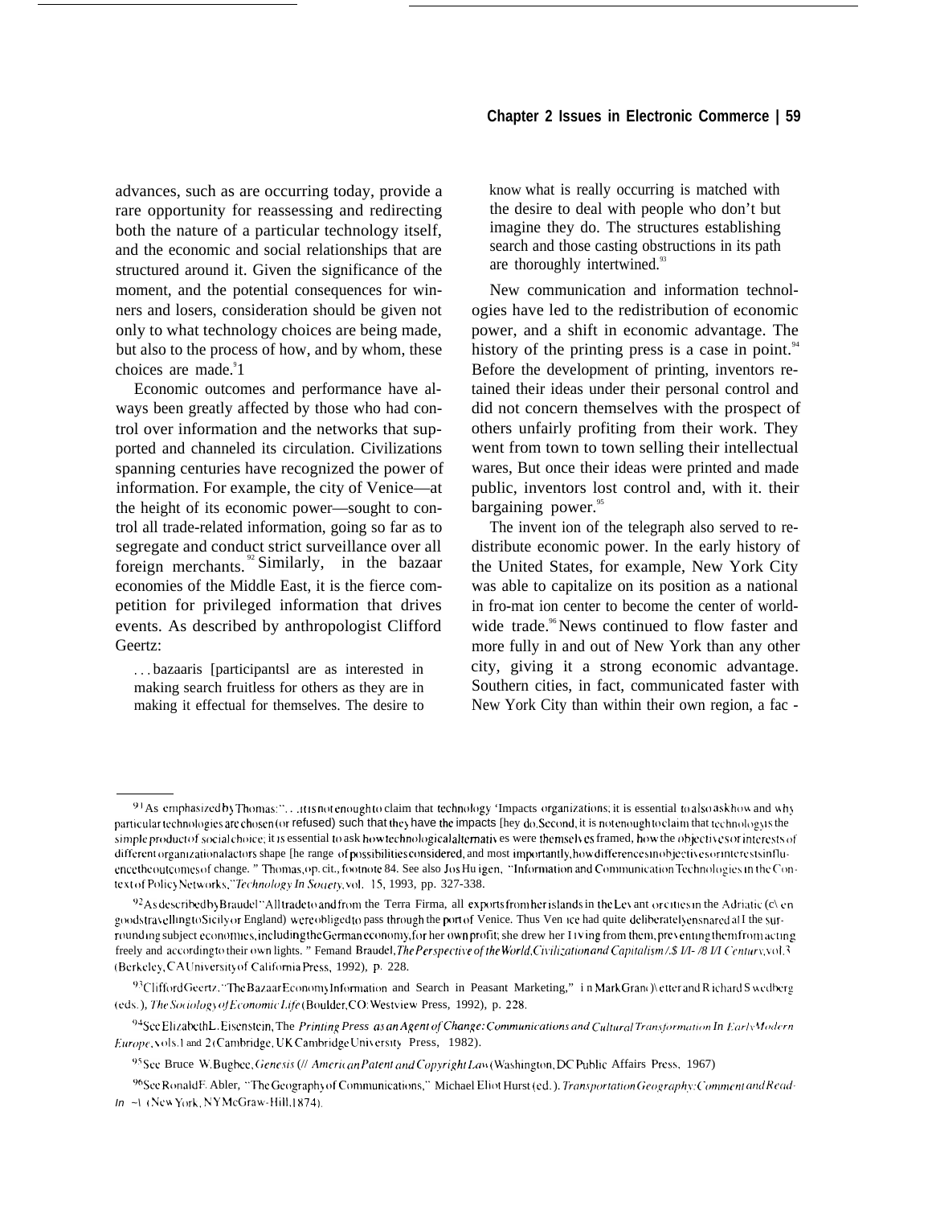advances, such as are occurring today, provide a rare opportunity for reassessing and redirecting both the nature of a particular technology itself, and the economic and social relationships that are structured around it. Given the significance of the moment, and the potential consequences for winners and losers, consideration should be given not only to what technology choices are being made, but also to the process of how, and by whom, these choices are made.[91]

Economic outcomes and performance have always been greatly affected by those who had control over information and the networks that supported and channeled its circulation. Civilizations spanning centuries have recognized the power of information. For example, the city of Venice—at the height of its economic power—sought to control all trade-related information, going so far as to segregate and conduct strict surveillance over all foreign merchants.[92] Similarly, in the bazaar economies of the Middle East, it is the fierce competition for privileged information that drives events. As described by anthropologist Clifford Geertz:

> . . . bazaaris [participants] are as interested in making search fruitless for others as they are in making it effectual for themselves. The desire to know what is really occurring is matched with the desire to deal with people who don't but imagine they do. The structures establishing search and those casting obstructions in its path are thoroughly intertwined.[93]

New communication and information technologies have led to the redistribution of economic power, and a shift in economic advantage. The history of the printing press is a case in point.[94] Before the development of printing, inventors retained their ideas under their personal control and did not concern themselves with the prospect of others unfairly profiting from their work. They went from town to town selling their intellectual wares, But once their ideas were printed and made public, inventors lost control and, with it. their bargaining power.[95]

The invent ion of the telegraph also served to redistribute economic power. In the early history of the United States, for example, New York City was able to capitalize on its position as a national in fro-mat ion center to become the center of worldwide trade.[96] News continued to flow faster and more fully in and out of New York than any other city, giving it a strong economic advantage. Southern cities, in fact, communicated faster with New York City than within their own region, a fac -

---

[91] As emphasized by Thomas: ". . . it is not enough to claim that technology 'Impacts organizations; it is essential to also ask how and why particular technologies are chosen (or refused) such that they have the impacts [hey do. Second, it is not enough to claim that technology is the simple product of social choice; it is essential to ask how technological alternatives were themselves framed, how the objectives or interests of different organizational actors shape [he range of possibilities considered, and most importantly, how differences in objectives or interests influence the outcomes of change. " Thomas, op. cit., footnote 84. See also Jos Huigen, "Information and Communication Technologies in the Context of Policy Networks," *Technology In Society*, vol. 15, 1993, pp. 327-338.

[92] As described by Braudel "All trade to and from the Terra Firma, all exports from her islands in the Levant or cities in the Adriatic (even goods travelling to Sicily or England) were obliged to pass through the port of Venice. Thus Venice had quite deliberately ensnared all the surrounding subject economies, including the German economy, for her own profit; she drew her living from them, preventing them from acting freely and according to their own lights. " Fernand Braudel, *The Perspective of the World, Civilization and Capitalism 15th-18th Century*, vol. 3 (Berkeley, CA University of California Press, 1992), p. 228.

[93] Clifford Geertz, "The Bazaar Economy Information and Search in Peasant Marketing," in Mark Granovetter and Richard Swedberg (eds.), *The Sociology of Economic Life* (Boulder, CO: Westview Press, 1992), p. 228.

[94] See Elizabeth L. Eisenstein, The *Printing Press as an Agent of Change: Communications and Cultural Transformation In Early Modern Europe*, vols. 1 and 2 (Cambridge, UK Cambridge University Press, 1982).

[95] See Bruce W. Bugbee, *Genesis of American Patent and Copyright Law* (Washington, DC Public Affairs Press, 1967)

[96] See Ronald F. Abler, "The Geography of Communications," Michael Eliot Hurst (ed.). *Transportation Geography: Comment and Readin -1* (New York, NY McGraw-Hill, 1874).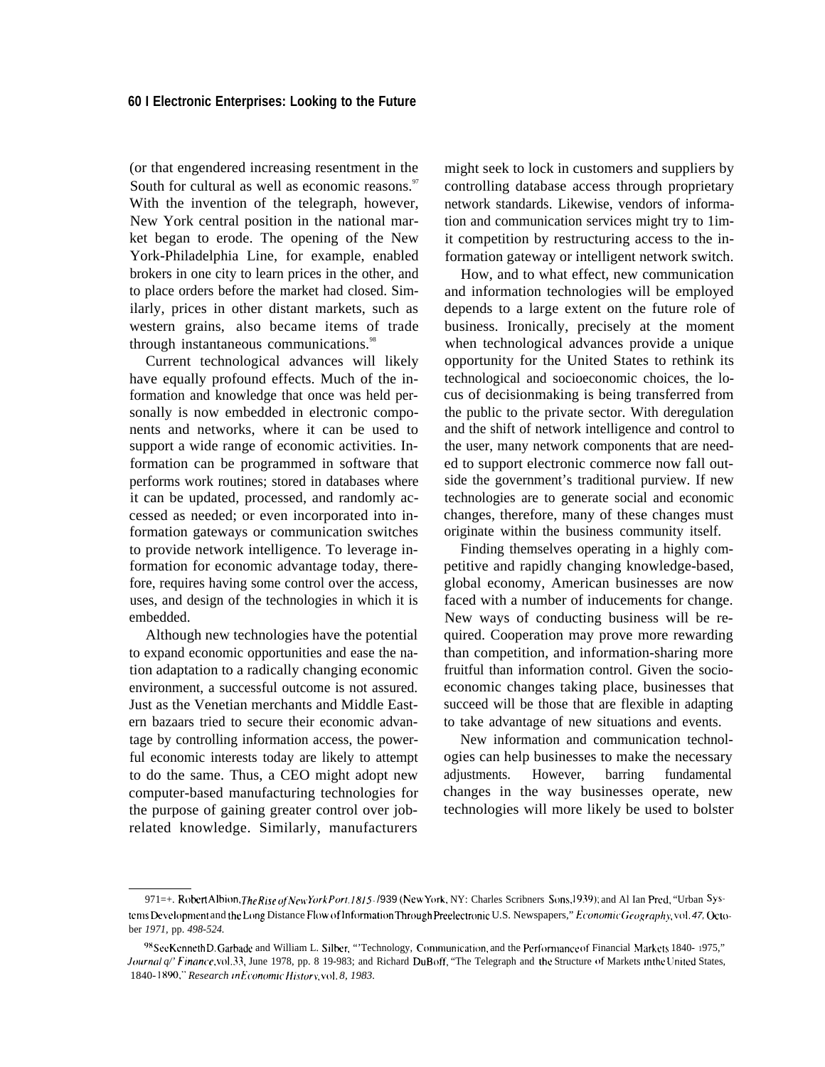(or that engendered increasing resentment in the South for cultural as well as economic reasons.[97] With the invention of the telegraph, however, New York central position in the national market began to erode. The opening of the New York-Philadelphia Line, for example, enabled brokers in one city to learn prices in the other, and to place orders before the market had closed. Similarly, prices in other distant markets, such as western grains, also became items of trade through instantaneous communications.[98]

Current technological advances will likely have equally profound effects. Much of the information and knowledge that once was held personally is now embedded in electronic components and networks, where it can be used to support a wide range of economic activities. Information can be programmed in software that performs work routines; stored in databases where it can be updated, processed, and randomly accessed as needed; or even incorporated into information gateways or communication switches to provide network intelligence. To leverage information for economic advantage today, therefore, requires having some control over the access, uses, and design of the technologies in which it is embedded.

Although new technologies have the potential to expand economic opportunities and ease the nation adaptation to a radically changing economic environment, a successful outcome is not assured. Just as the Venetian merchants and Middle Eastern bazaars tried to secure their economic advantage by controlling information access, the powerful economic interests today are likely to attempt to do the same. Thus, a CEO might adopt new computer-based manufacturing technologies for the purpose of gaining greater control over job-related knowledge. Similarly, manufacturers might seek to lock in customers and suppliers by controlling database access through proprietary network standards. Likewise, vendors of information and communication services might try to limit competition by restructuring access to the information gateway or intelligent network switch.

How, and to what effect, new communication and information technologies will be employed depends to a large extent on the future role of business. Ironically, precisely at the moment when technological advances provide a unique opportunity for the United States to rethink its technological and socioeconomic choices, the locus of decisionmaking is being transferred from the public to the private sector. With deregulation and the shift of network intelligence and control to the user, many network components that are needed to support electronic commerce now fall outside the government's traditional purview. If new technologies are to generate social and economic changes, therefore, many of these changes must originate within the business community itself.

Finding themselves operating in a highly competitive and rapidly changing knowledge-based, global economy, American businesses are now faced with a number of inducements for change. New ways of conducting business will be required. Cooperation may prove more rewarding than competition, and information-sharing more fruitful than information control. Given the socioeconomic changes taking place, businesses that succeed will be those that are flexible in adapting to take advantage of new situations and events.

New information and communication technologies can help businesses to make the necessary adjustments. However, barring fundamental changes in the way businesses operate, new technologies will more likely be used to bolster

---

[97] Robert Albion, *The Rise of New York Port, 1815-1939* (New York, NY: Charles Scribners Sons, 1939); and Allan Pred, "Urban Systems Development and the Long Distance Flow of Information Through Preelectronic U.S. Newspapers," *Economic Geography*, vol. 47, October 1971, pp. 498-524.

[98] See Kenneth D. Garbade and William L. Silber, "Technology, Communication, and the Performance of Financial Markets 1840-1975," *Journal of Finance*, vol. 33, June 1978, pp. 819-983; and Richard DuBoff, "The Telegraph and the Structure of Markets in the United States, 1840-1890," *Research in Economic History*, vol. 8, 1983.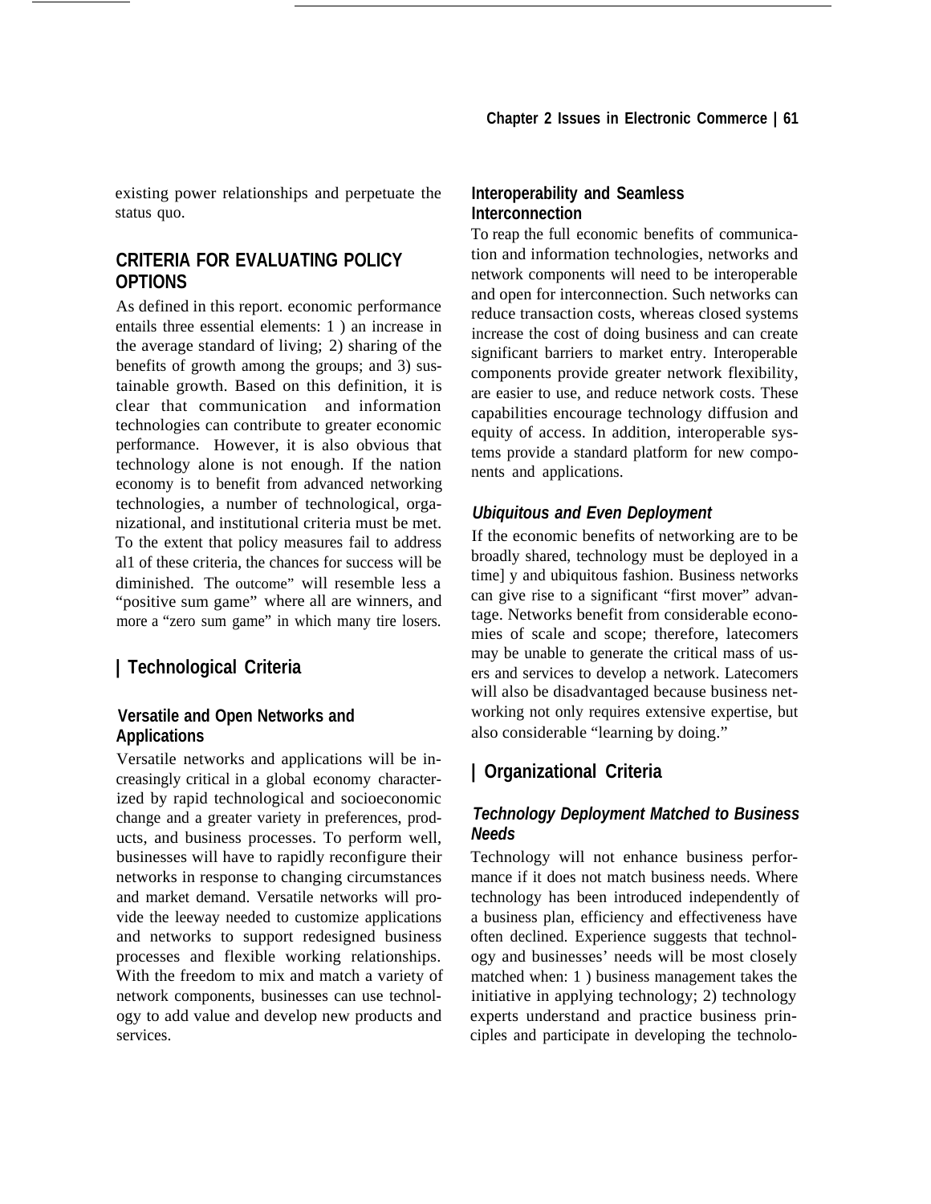existing power relationships and perpetuate the status quo.

## CRITERIA FOR EVALUATING POLICY OPTIONS

As defined in this report. economic performance entails three essential elements: 1 ) an increase in the average standard of living; 2) sharing of the benefits of growth among the groups; and 3) sustainable growth. Based on this definition, it is clear that communication and information technologies can contribute to greater economic performance. However, it is also obvious that technology alone is not enough. If the nation economy is to benefit from advanced networking technologies, a number of technological, organizational, and institutional criteria must be met. To the extent that policy measures fail to address al1 of these criteria, the chances for success will be diminished. The outcome" will resemble less a "positive sum game" where all are winners, and more a "zero sum game" in which many tire losers.

### Technological Criteria

#### Versatile and Open Networks and Applications

Versatile networks and applications will be increasingly critical in a global economy characterized by rapid technological and socioeconomic change and a greater variety in preferences, products, and business processes. To perform well, businesses will have to rapidly reconfigure their networks in response to changing circumstances and market demand. Versatile networks will provide the leeway needed to customize applications and networks to support redesigned business processes and flexible working relationships. With the freedom to mix and match a variety of network components, businesses can use technology to add value and develop new products and services.

#### Interoperability and Seamless Interconnection

To reap the full economic benefits of communication and information technologies, networks and network components will need to be interoperable and open for interconnection. Such networks can reduce transaction costs, whereas closed systems increase the cost of doing business and can create significant barriers to market entry. Interoperable components provide greater network flexibility, are easier to use, and reduce network costs. These capabilities encourage technology diffusion and equity of access. In addition, interoperable systems provide a standard platform for new components and applications.

#### *Ubiquitous and Even Deployment*

If the economic benefits of networking are to be broadly shared, technology must be deployed in a time] y and ubiquitous fashion. Business networks can give rise to a significant "first mover" advantage. Networks benefit from considerable economies of scale and scope; therefore, latecomers may be unable to generate the critical mass of users and services to develop a network. Latecomers will also be disadvantaged because business networking not only requires extensive expertise, but also considerable "learning by doing."

### Organizational Criteria

#### *Technology Deployment Matched to Business Needs*

Technology will not enhance business performance if it does not match business needs. Where technology has been introduced independently of a business plan, efficiency and effectiveness have often declined. Experience suggests that technology and businesses' needs will be most closely matched when: 1 ) business management takes the initiative in applying technology; 2) technology experts understand and practice business principles and participate in developing the technolo-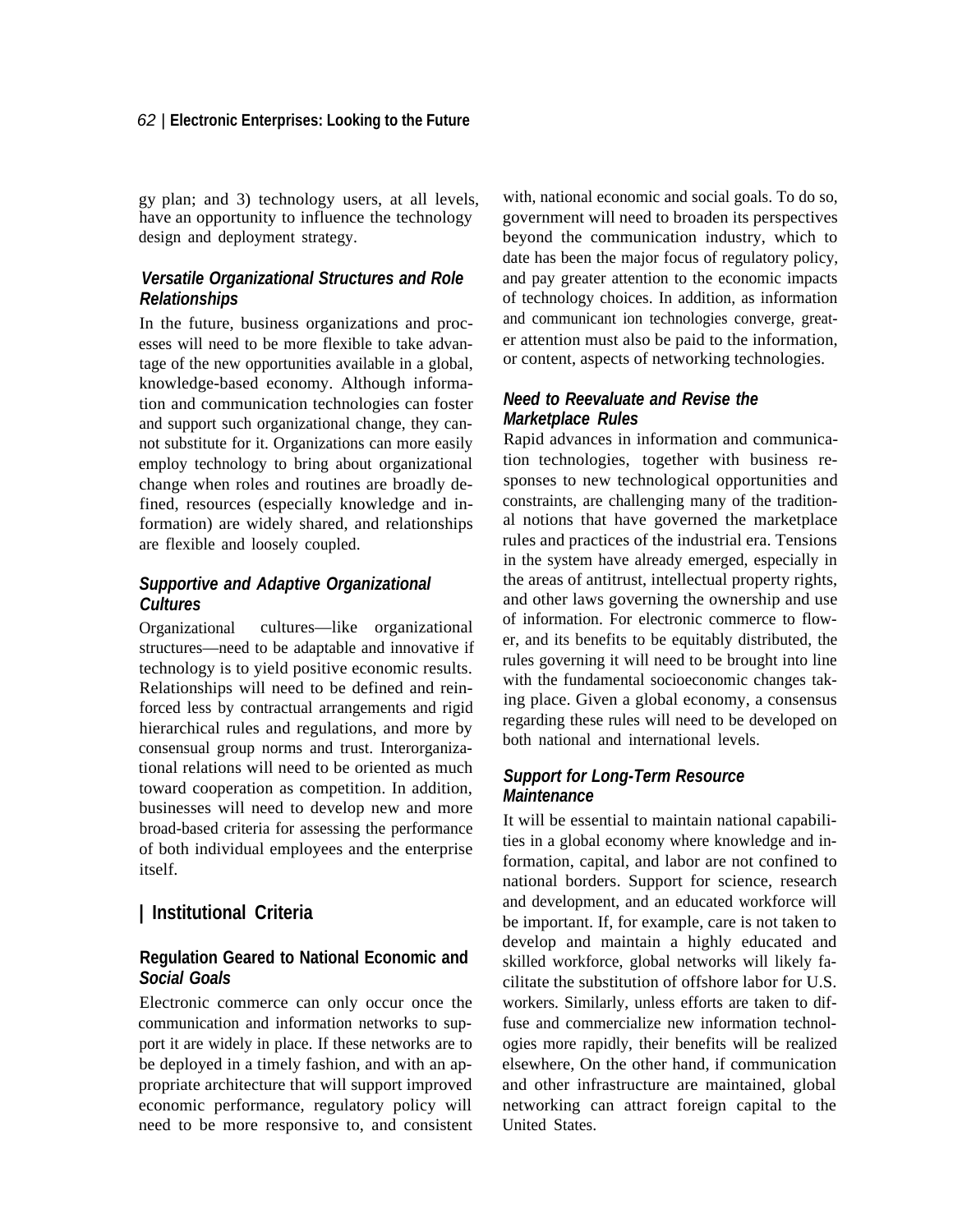gy plan; and 3) technology users, at all levels, have an opportunity to influence the technology design and deployment strategy.

### *Versatile Organizational Structures and Role Relationships*

In the future, business organizations and processes will need to be more flexible to take advantage of the new opportunities available in a global, knowledge-based economy. Although information and communication technologies can foster and support such organizational change, they cannot substitute for it. Organizations can more easily employ technology to bring about organizational change when roles and routines are broadly defined, resources (especially knowledge and information) are widely shared, and relationships are flexible and loosely coupled.

### *Supportive and Adaptive Organizational Cultures*

Organizational cultures—like organizational structures—need to be adaptable and innovative if technology is to yield positive economic results. Relationships will need to be defined and reinforced less by contractual arrangements and rigid hierarchical rules and regulations, and more by consensual group norms and trust. Interorganizational relations will need to be oriented as much toward cooperation as competition. In addition, businesses will need to develop new and more broad-based criteria for assessing the performance of both individual employees and the enterprise itself.

## Institutional Criteria

### Regulation Geared to National Economic and *Social Goals*

Electronic commerce can only occur once the communication and information networks to support it are widely in place. If these networks are to be deployed in a timely fashion, and with an appropriate architecture that will support improved economic performance, regulatory policy will need to be more responsive to, and consistent with, national economic and social goals. To do so, government will need to broaden its perspectives beyond the communication industry, which to date has been the major focus of regulatory policy, and pay greater attention to the economic impacts of technology choices. In addition, as information and communicant ion technologies converge, greater attention must also be paid to the information, or content, aspects of networking technologies.

### *Need to Reevaluate and Revise the Marketplace Rules*

Rapid advances in information and communication technologies, together with business responses to new technological opportunities and constraints, are challenging many of the traditional notions that have governed the marketplace rules and practices of the industrial era. Tensions in the system have already emerged, especially in the areas of antitrust, intellectual property rights, and other laws governing the ownership and use of information. For electronic commerce to flower, and its benefits to be equitably distributed, the rules governing it will need to be brought into line with the fundamental socioeconomic changes taking place. Given a global economy, a consensus regarding these rules will need to be developed on both national and international levels.

### *Support for Long-Term Resource Maintenance*

It will be essential to maintain national capabilities in a global economy where knowledge and information, capital, and labor are not confined to national borders. Support for science, research and development, and an educated workforce will be important. If, for example, care is not taken to develop and maintain a highly educated and skilled workforce, global networks will likely facilitate the substitution of offshore labor for U.S. workers. Similarly, unless efforts are taken to diffuse and commercialize new information technologies more rapidly, their benefits will be realized elsewhere, On the other hand, if communication and other infrastructure are maintained, global networking can attract foreign capital to the United States.